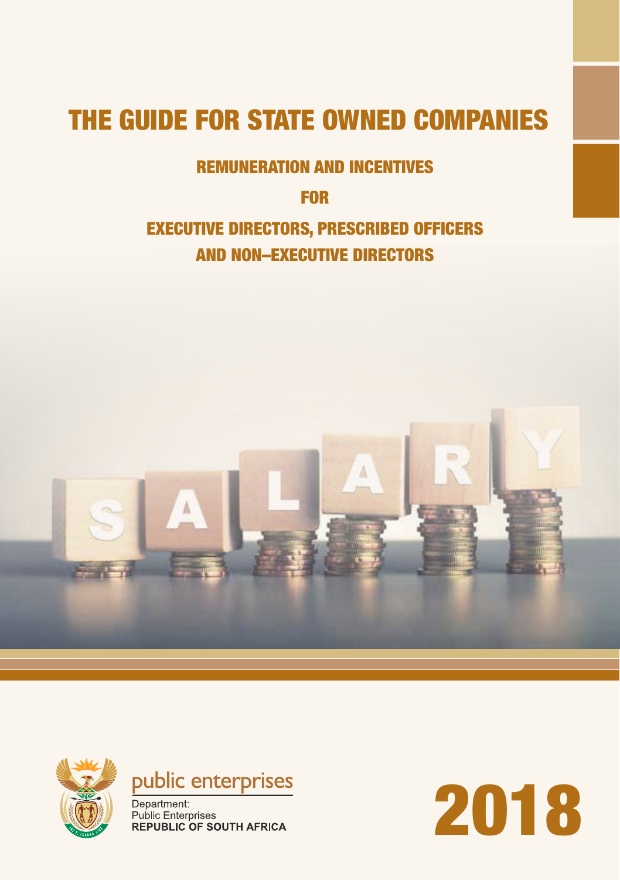# THE GUIDE FOR STATE OWNED COMPANIES

## REMUNERATION AND INCENTIVES

## FOR

## EXECUTIVE DIRECTORS, PRESCRIBED OFFICERS AND NON–EXECUTIVE DIRECTORS

public enterprises

Department:
Public Enterprises
**REPUBLIC OF SOUTH AFRICA**

**2018**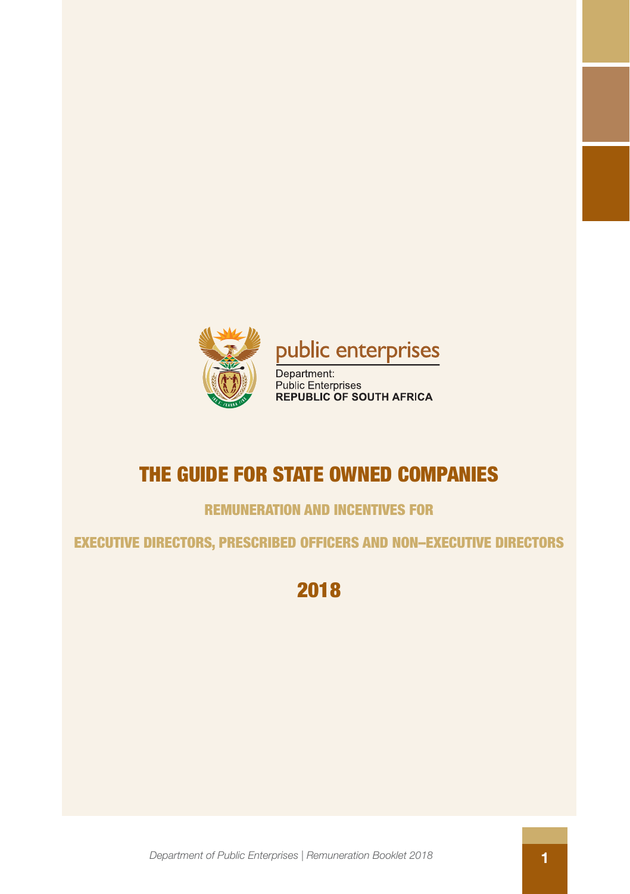public enterprises

Department:
Public Enterprises
**REPUBLIC OF SOUTH AFRICA**

# THE GUIDE FOR STATE OWNED COMPANIES

## REMUNERATION AND INCENTIVES FOR

## EXECUTIVE DIRECTORS, PRESCRIBED OFFICERS AND NON–EXECUTIVE DIRECTORS

## 2018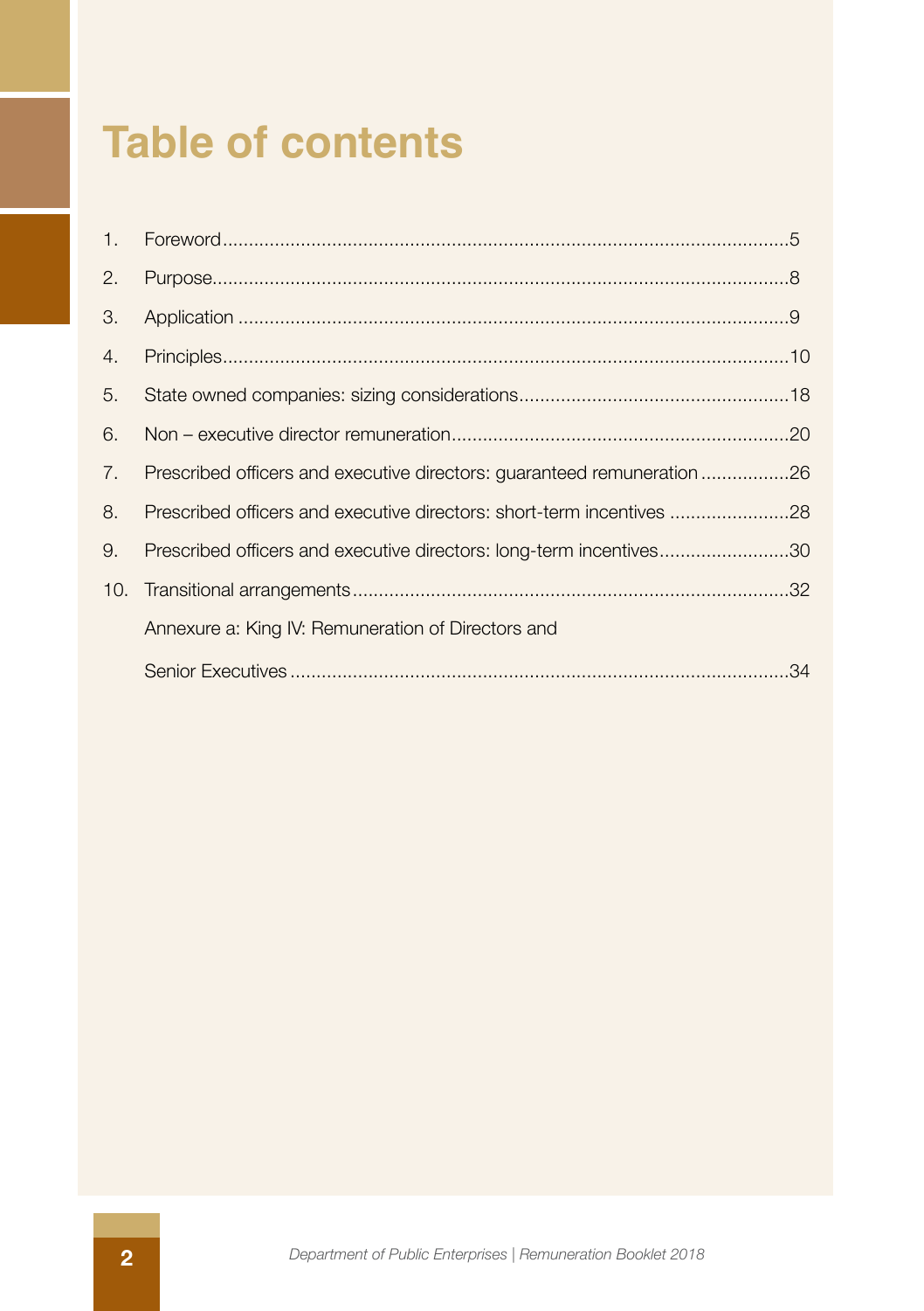# Table of contents

1. Foreword............................................................................................................5
2. Purpose..............................................................................................................8
3. Application .........................................................................................................9
4. Principles...........................................................................................................10
5. State owned companies: sizing considerations....................................................18
6. Non – executive director remuneration.................................................................20
7. Prescribed officers and executive directors: guaranteed remuneration.................26
8. Prescribed officers and executive directors: short-term incentives .......................28
9. Prescribed officers and executive directors: long-term incentives.........................30
10. Transitional arrangements....................................................................................32

Annexure a: King IV: Remuneration of Directors and Senior Executives ...............................................................................................34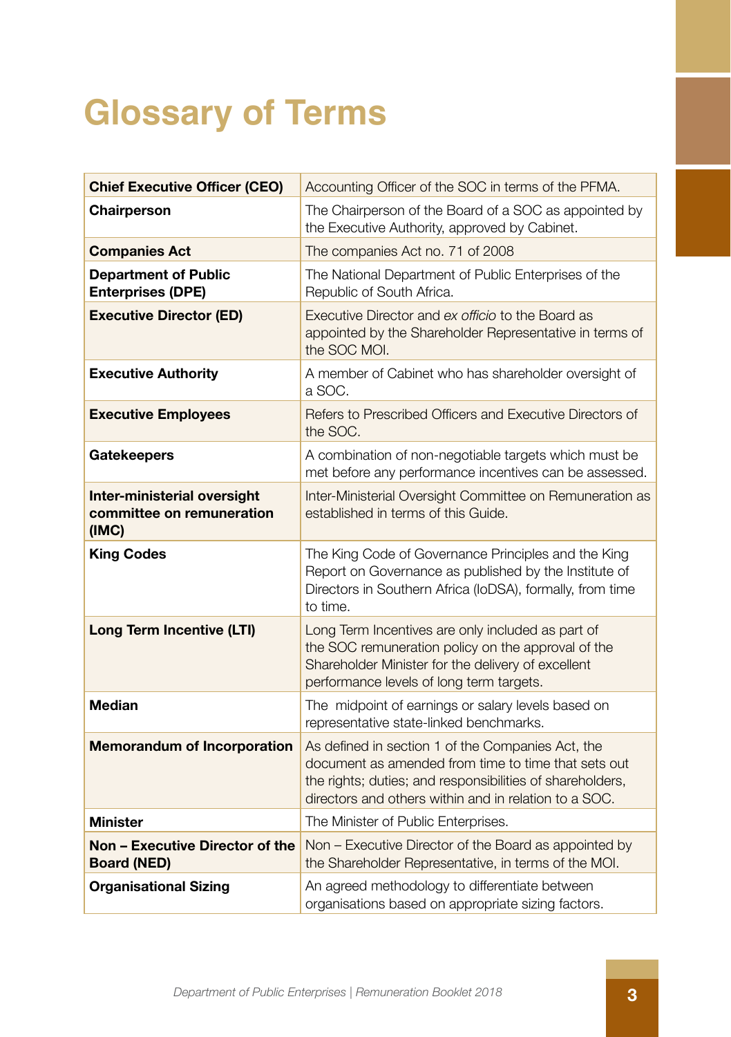# Glossary of Terms

| | |
|---|---|
| **Chief Executive Officer (CEO)** | Accounting Officer of the SOC in terms of the PFMA. |
| **Chairperson** | The Chairperson of the Board of a SOC as appointed by the Executive Authority, approved by Cabinet. |
| **Companies Act** | The companies Act no. 71 of 2008 |
| **Department of Public Enterprises (DPE)** | The National Department of Public Enterprises of the Republic of South Africa. |
| **Executive Director (ED)** | Executive Director and *ex officio* to the Board as appointed by the Shareholder Representative in terms of the SOC MOI. |
| **Executive Authority** | A member of Cabinet who has shareholder oversight of a SOC. |
| **Executive Employees** | Refers to Prescribed Officers and Executive Directors of the SOC. |
| **Gatekeepers** | A combination of non-negotiable targets which must be met before any performance incentives can be assessed. |
| **Inter-ministerial oversight committee on remuneration (IMC)** | Inter-Ministerial Oversight Committee on Remuneration as established in terms of this Guide. |
| **King Codes** | The King Code of Governance Principles and the King Report on Governance as published by the Institute of Directors in Southern Africa (IoDSA), formally, from time to time. |
| **Long Term Incentive (LTI)** | Long Term Incentives are only included as part of the SOC remuneration policy on the approval of the Shareholder Minister for the delivery of excellent performance levels of long term targets. |
| **Median** | The midpoint of earnings or salary levels based on representative state-linked benchmarks. |
| **Memorandum of Incorporation** | As defined in section 1 of the Companies Act, the document as amended from time to time that sets out the rights; duties; and responsibilities of shareholders, directors and others within and in relation to a SOC. |
| **Minister** | The Minister of Public Enterprises. |
| **Non – Executive Director of the Board (NED)** | Non – Executive Director of the Board as appointed by the Shareholder Representative, in terms of the MOI. |
| **Organisational Sizing** | An agreed methodology to differentiate between organisations based on appropriate sizing factors. |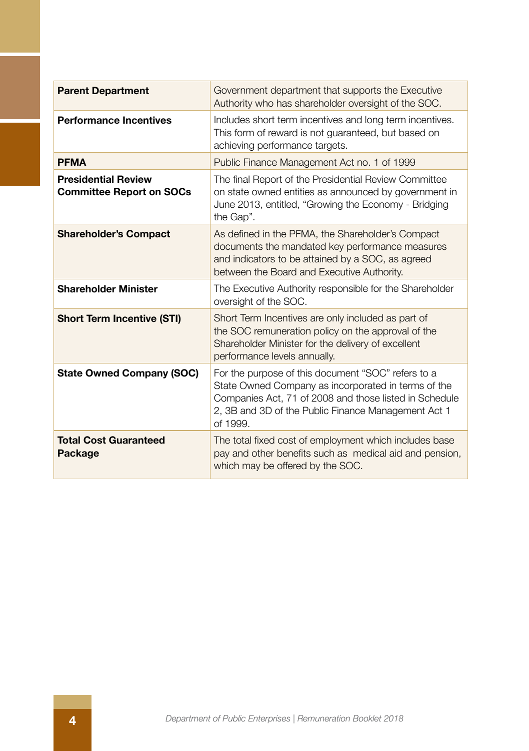| | |
|---|---|
| **Parent Department** | Government department that supports the Executive Authority who has shareholder oversight of the SOC. |
| **Performance Incentives** | Includes short term incentives and long term incentives. This form of reward is not guaranteed, but based on achieving performance targets. |
| **PFMA** | Public Finance Management Act no. 1 of 1999 |
| **Presidential Review Committee Report on SOCs** | The final Report of the Presidential Review Committee on state owned entities as announced by government in June 2013, entitled, "Growing the Economy - Bridging the Gap". |
| **Shareholder's Compact** | As defined in the PFMA, the Shareholder's Compact documents the mandated key performance measures and indicators to be attained by a SOC, as agreed between the Board and Executive Authority. |
| **Shareholder Minister** | The Executive Authority responsible for the Shareholder oversight of the SOC. |
| **Short Term Incentive (STI)** | Short Term Incentives are only included as part of the SOC remuneration policy on the approval of the Shareholder Minister for the delivery of excellent performance levels annually. |
| **State Owned Company (SOC)** | For the purpose of this document "SOC" refers to a State Owned Company as incorporated in terms of the Companies Act, 71 of 2008 and those listed in Schedule 2, 3B and 3D of the Public Finance Management Act 1 of 1999. |
| **Total Cost Guaranteed Package** | The total fixed cost of employment which includes base pay and other benefits such as medical aid and pension, which may be offered by the SOC. |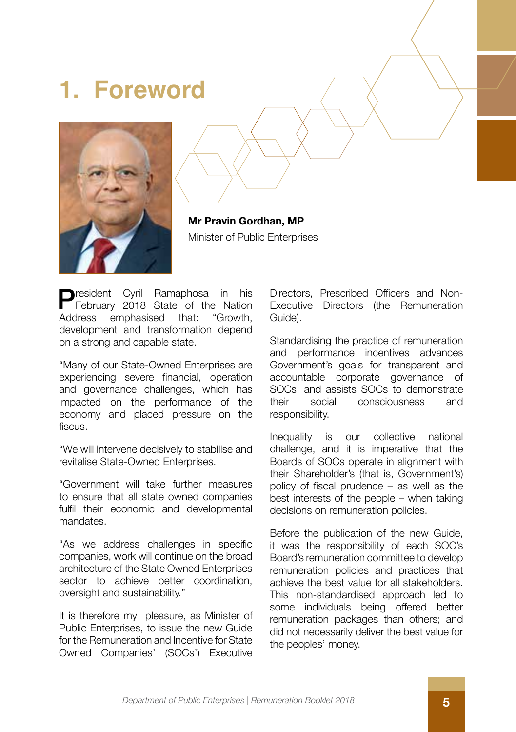# 1. Foreword

**Mr Pravin Gordhan, MP**
Minister of Public Enterprises

President Cyril Ramaphosa in his February 2018 State of the Nation Address emphasised that: "Growth, development and transformation depend on a strong and capable state.

"Many of our State-Owned Enterprises are experiencing severe financial, operation and governance challenges, which has impacted on the performance of the economy and placed pressure on the fiscus.

"We will intervene decisively to stabilise and revitalise State-Owned Enterprises.

"Government will take further measures to ensure that all state owned companies fulfil their economic and developmental mandates.

"As we address challenges in specific companies, work will continue on the broad architecture of the State Owned Enterprises sector to achieve better coordination, oversight and sustainability."

It is therefore my pleasure, as Minister of Public Enterprises, to issue the new Guide for the Remuneration and Incentive for State Owned Companies' (SOCs') Executive Directors, Prescribed Officers and Non-Executive Directors (the Remuneration Guide).

Standardising the practice of remuneration and performance incentives advances Government's goals for transparent and accountable corporate governance of SOCs, and assists SOCs to demonstrate their social consciousness and responsibility.

Inequality is our collective national challenge, and it is imperative that the Boards of SOCs operate in alignment with their Shareholder's (that is, Government's) policy of fiscal prudence – as well as the best interests of the people – when taking decisions on remuneration policies.

Before the publication of the new Guide, it was the responsibility of each SOC's Board's remuneration committee to develop remuneration policies and practices that achieve the best value for all stakeholders. This non-standardised approach led to some individuals being offered better remuneration packages than others; and did not necessarily deliver the best value for the peoples' money.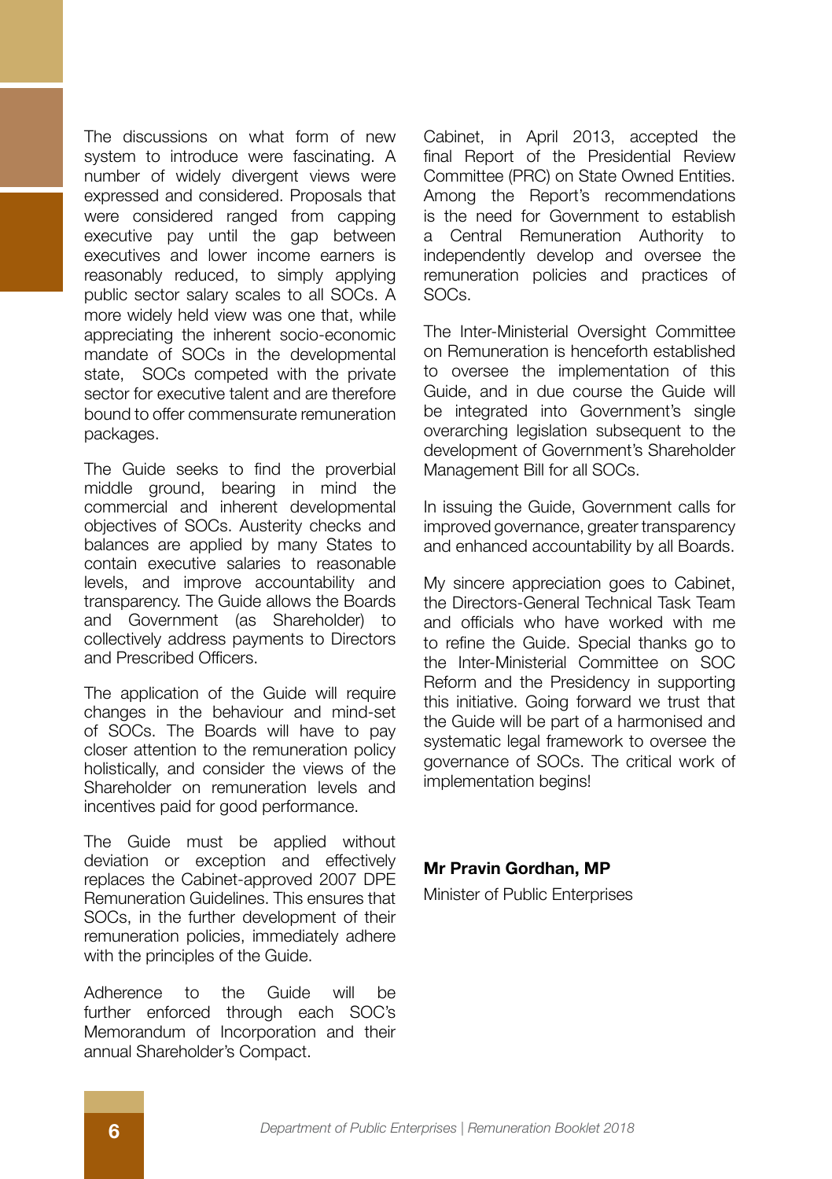The discussions on what form of new system to introduce were fascinating. A number of widely divergent views were expressed and considered. Proposals that were considered ranged from capping executive pay until the gap between executives and lower income earners is reasonably reduced, to simply applying public sector salary scales to all SOCs. A more widely held view was one that, while appreciating the inherent socio-economic mandate of SOCs in the developmental state, SOCs competed with the private sector for executive talent and are therefore bound to offer commensurate remuneration packages.

The Guide seeks to find the proverbial middle ground, bearing in mind the commercial and inherent developmental objectives of SOCs. Austerity checks and balances are applied by many States to contain executive salaries to reasonable levels, and improve accountability and transparency. The Guide allows the Boards and Government (as Shareholder) to collectively address payments to Directors and Prescribed Officers.

The application of the Guide will require changes in the behaviour and mind-set of SOCs. The Boards will have to pay closer attention to the remuneration policy holistically, and consider the views of the Shareholder on remuneration levels and incentives paid for good performance.

The Guide must be applied without deviation or exception and effectively replaces the Cabinet-approved 2007 DPE Remuneration Guidelines. This ensures that SOCs, in the further development of their remuneration policies, immediately adhere with the principles of the Guide.

Adherence to the Guide will be further enforced through each SOC's Memorandum of Incorporation and their annual Shareholder's Compact.

Cabinet, in April 2013, accepted the final Report of the Presidential Review Committee (PRC) on State Owned Entities. Among the Report's recommendations is the need for Government to establish a Central Remuneration Authority to independently develop and oversee the remuneration policies and practices of SOCs.

The Inter-Ministerial Oversight Committee on Remuneration is henceforth established to oversee the implementation of this Guide, and in due course the Guide will be integrated into Government's single overarching legislation subsequent to the development of Government's Shareholder Management Bill for all SOCs.

In issuing the Guide, Government calls for improved governance, greater transparency and enhanced accountability by all Boards.

My sincere appreciation goes to Cabinet, the Directors-General Technical Task Team and officials who have worked with me to refine the Guide. Special thanks go to the Inter-Ministerial Committee on SOC Reform and the Presidency in supporting this initiative. Going forward we trust that the Guide will be part of a harmonised and systematic legal framework to oversee the governance of SOCs. The critical work of implementation begins!

**Mr Pravin Gordhan, MP**

Minister of Public Enterprises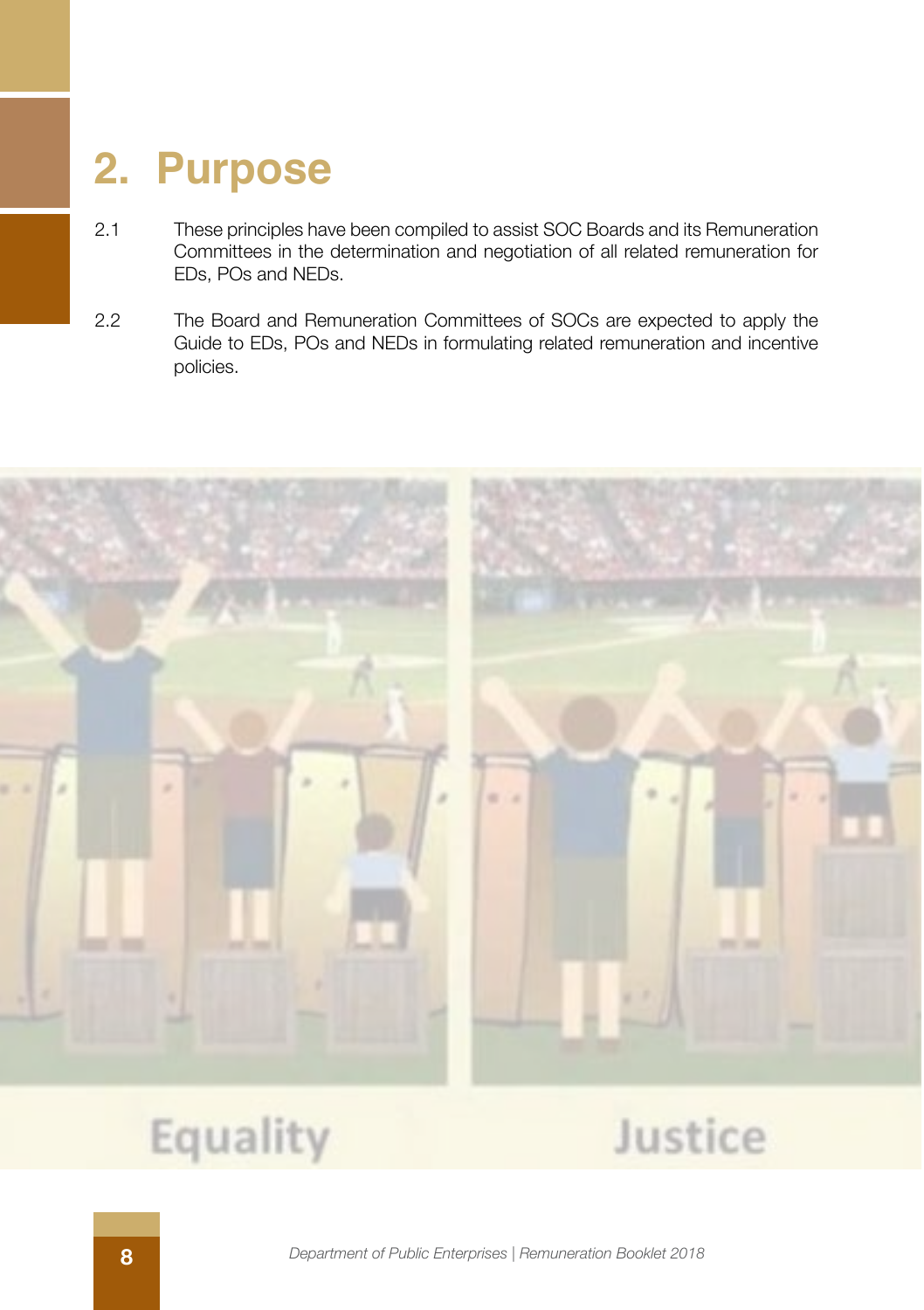## 2. Purpose

2.1 These principles have been compiled to assist SOC Boards and its Remuneration Committees in the determination and negotiation of all related remuneration for EDs, POs and NEDs.

2.2 The Board and Remuneration Committees of SOCs are expected to apply the Guide to EDs, POs and NEDs in formulating related remuneration and incentive policies.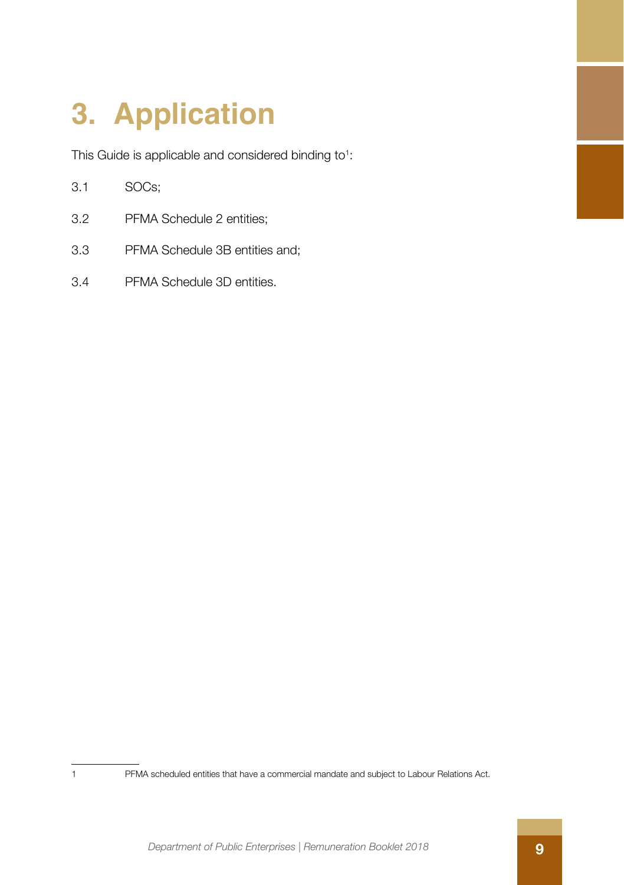# 3. Application

This Guide is applicable and considered binding to[1]:

3.1 SOCs;

3.2 PFMA Schedule 2 entities;

3.3 PFMA Schedule 3B entities and;

3.4 PFMA Schedule 3D entities.

---

1 PFMA scheduled entities that have a commercial mandate and subject to Labour Relations Act.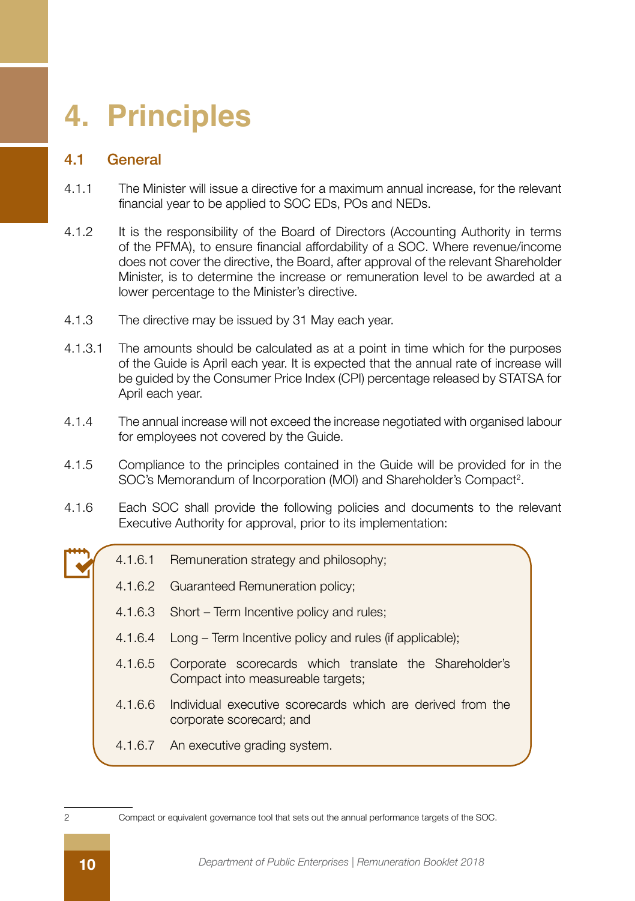# 4. Principles

## 4.1 General

4.1.1 The Minister will issue a directive for a maximum annual increase, for the relevant financial year to be applied to SOC EDs, POs and NEDs.

4.1.2 It is the responsibility of the Board of Directors (Accounting Authority in terms of the PFMA), to ensure financial affordability of a SOC. Where revenue/income does not cover the directive, the Board, after approval of the relevant Shareholder Minister, is to determine the increase or remuneration level to be awarded at a lower percentage to the Minister's directive.

4.1.3 The directive may be issued by 31 May each year.

4.1.3.1 The amounts should be calculated as at a point in time which for the purposes of the Guide is April each year. It is expected that the annual rate of increase will be guided by the Consumer Price Index (CPI) percentage released by STATSA for April each year.

4.1.4 The annual increase will not exceed the increase negotiated with organised labour for employees not covered by the Guide.

4.1.5 Compliance to the principles contained in the Guide will be provided for in the SOC's Memorandum of Incorporation (MOI) and Shareholder's Compact[2].

4.1.6 Each SOC shall provide the following policies and documents to the relevant Executive Authority for approval, prior to its implementation:

> 4.1.6.1 Remuneration strategy and philosophy;
>
> 4.1.6.2 Guaranteed Remuneration policy;
>
> 4.1.6.3 Short – Term Incentive policy and rules;
>
> 4.1.6.4 Long – Term Incentive policy and rules (if applicable);
>
> 4.1.6.5 Corporate scorecards which translate the Shareholder's Compact into measureable targets;
>
> 4.1.6.6 Individual executive scorecards which are derived from the corporate scorecard; and
>
> 4.1.6.7 An executive grading system.

---

2 Compact or equivalent governance tool that sets out the annual performance targets of the SOC.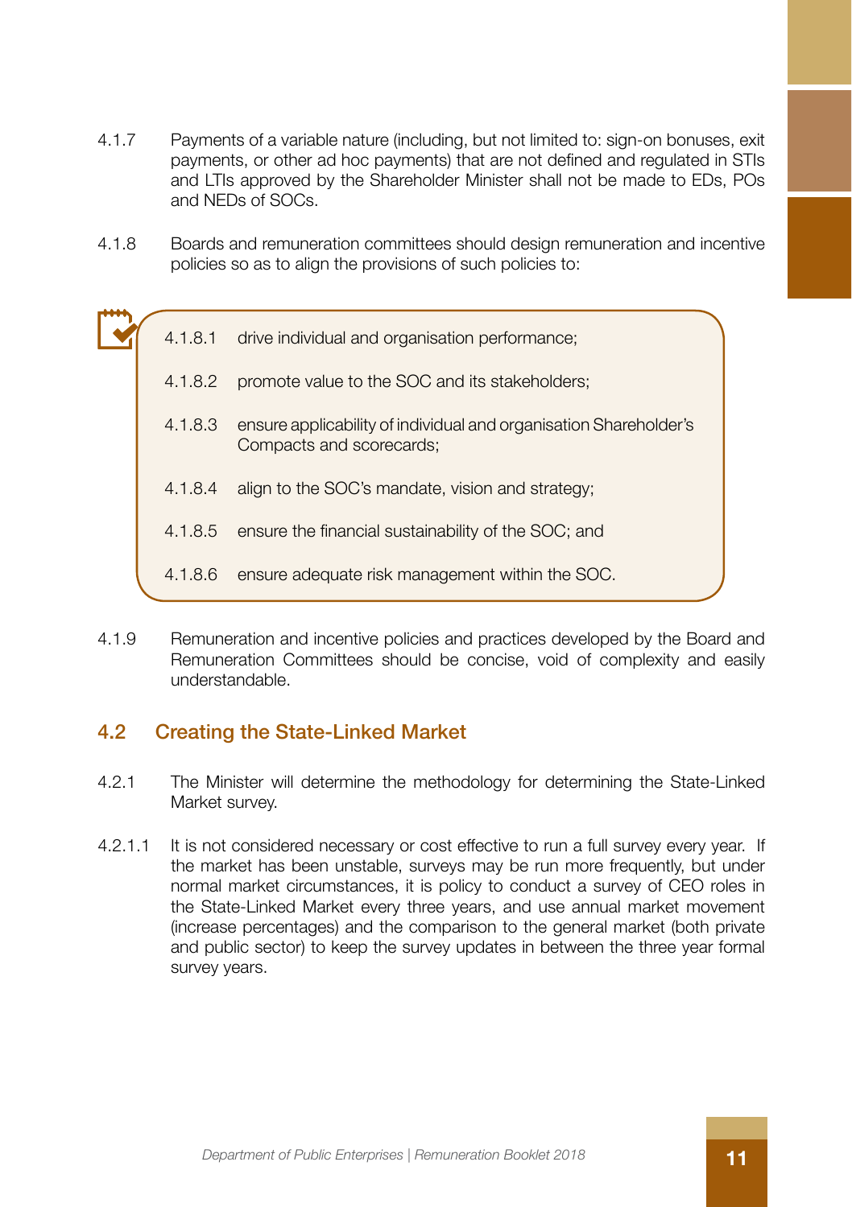4.1.7 Payments of a variable nature (including, but not limited to: sign-on bonuses, exit payments, or other ad hoc payments) that are not defined and regulated in STIs and LTIs approved by the Shareholder Minister shall not be made to EDs, POs and NEDs of SOCs.

4.1.8 Boards and remuneration committees should design remuneration and incentive policies so as to align the provisions of such policies to:

- 4.1.8.1 drive individual and organisation performance;
- 4.1.8.2 promote value to the SOC and its stakeholders;
- 4.1.8.3 ensure applicability of individual and organisation Shareholder's Compacts and scorecards;
- 4.1.8.4 align to the SOC's mandate, vision and strategy;
- 4.1.8.5 ensure the financial sustainability of the SOC; and
- 4.1.8.6 ensure adequate risk management within the SOC.

4.1.9 Remuneration and incentive policies and practices developed by the Board and Remuneration Committees should be concise, void of complexity and easily understandable.

## 4.2 Creating the State-Linked Market

4.2.1 The Minister will determine the methodology for determining the State-Linked Market survey.

4.2.1.1 It is not considered necessary or cost effective to run a full survey every year. If the market has been unstable, surveys may be run more frequently, but under normal market circumstances, it is policy to conduct a survey of CEO roles in the State-Linked Market every three years, and use annual market movement (increase percentages) and the comparison to the general market (both private and public sector) to keep the survey updates in between the three year formal survey years.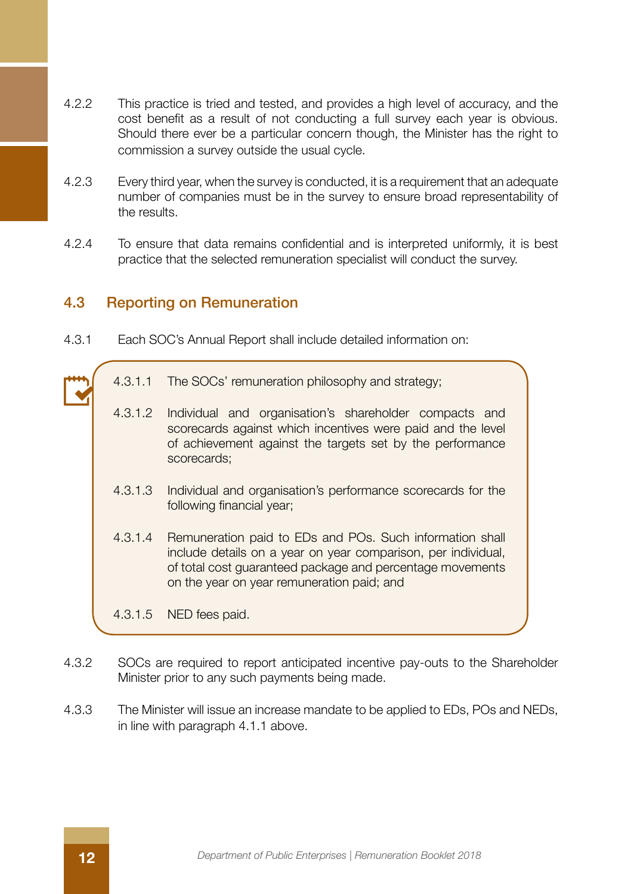4.2.2 This practice is tried and tested, and provides a high level of accuracy, and the cost benefit as a result of not conducting a full survey each year is obvious. Should there ever be a particular concern though, the Minister has the right to commission a survey outside the usual cycle.

4.2.3 Every third year, when the survey is conducted, it is a requirement that an adequate number of companies must be in the survey to ensure broad representability of the results.

4.2.4 To ensure that data remains confidential and is interpreted uniformly, it is best practice that the selected remuneration specialist will conduct the survey.

## 4.3 Reporting on Remuneration

4.3.1 Each SOC's Annual Report shall include detailed information on:

> 4.3.1.1 The SOCs' remuneration philosophy and strategy;
>
> 4.3.1.2 Individual and organisation's shareholder compacts and scorecards against which incentives were paid and the level of achievement against the targets set by the performance scorecards;
>
> 4.3.1.3 Individual and organisation's performance scorecards for the following financial year;
>
> 4.3.1.4 Remuneration paid to EDs and POs. Such information shall include details on a year on year comparison, per individual, of total cost guaranteed package and percentage movements on the year on year remuneration paid; and
>
> 4.3.1.5 NED fees paid.

4.3.2 SOCs are required to report anticipated incentive pay-outs to the Shareholder Minister prior to any such payments being made.

4.3.3 The Minister will issue an increase mandate to be applied to EDs, POs and NEDs, in line with paragraph 4.1.1 above.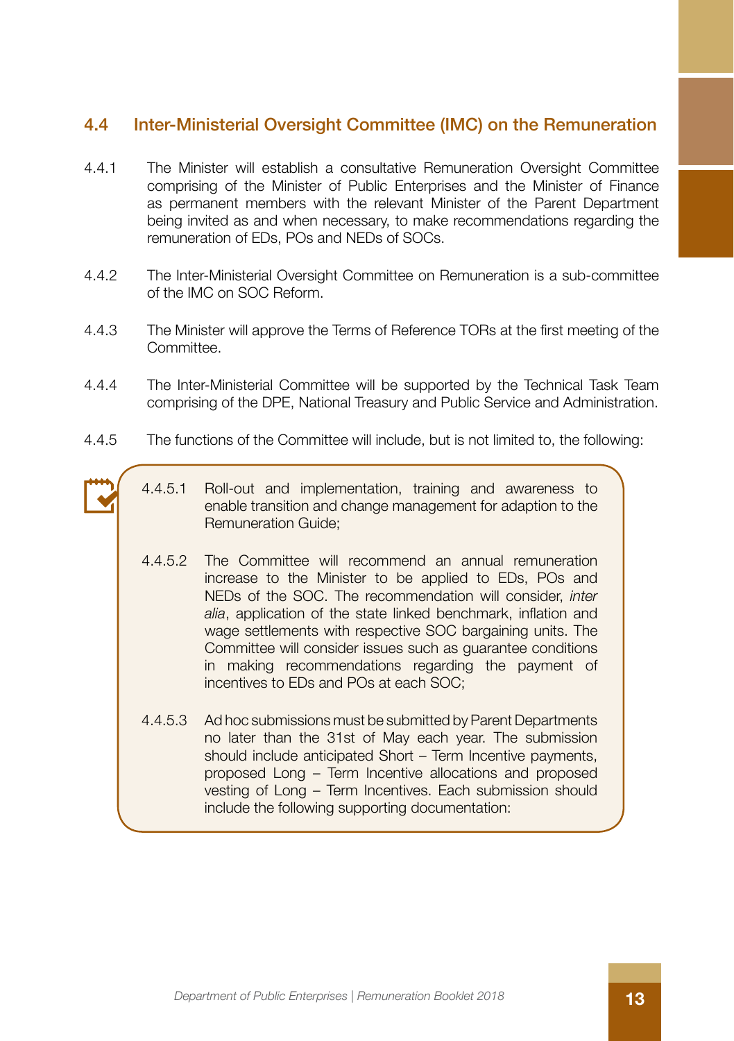## 4.4 Inter-Ministerial Oversight Committee (IMC) on the Remuneration

4.4.1 The Minister will establish a consultative Remuneration Oversight Committee comprising of the Minister of Public Enterprises and the Minister of Finance as permanent members with the relevant Minister of the Parent Department being invited as and when necessary, to make recommendations regarding the remuneration of EDs, POs and NEDs of SOCs.

4.4.2 The Inter-Ministerial Oversight Committee on Remuneration is a sub-committee of the IMC on SOC Reform.

4.4.3 The Minister will approve the Terms of Reference TORs at the first meeting of the Committee.

4.4.4 The Inter-Ministerial Committee will be supported by the Technical Task Team comprising of the DPE, National Treasury and Public Service and Administration.

4.4.5 The functions of the Committee will include, but is not limited to, the following:

4.4.5.1 Roll-out and implementation, training and awareness to enable transition and change management for adaption to the Remuneration Guide;

4.4.5.2 The Committee will recommend an annual remuneration increase to the Minister to be applied to EDs, POs and NEDs of the SOC. The recommendation will consider, *inter alia*, application of the state linked benchmark, inflation and wage settlements with respective SOC bargaining units. The Committee will consider issues such as guarantee conditions in making recommendations regarding the payment of incentives to EDs and POs at each SOC;

4.4.5.3 Ad hoc submissions must be submitted by Parent Departments no later than the 31st of May each year. The submission should include anticipated Short – Term Incentive payments, proposed Long – Term Incentive allocations and proposed vesting of Long – Term Incentives. Each submission should include the following supporting documentation: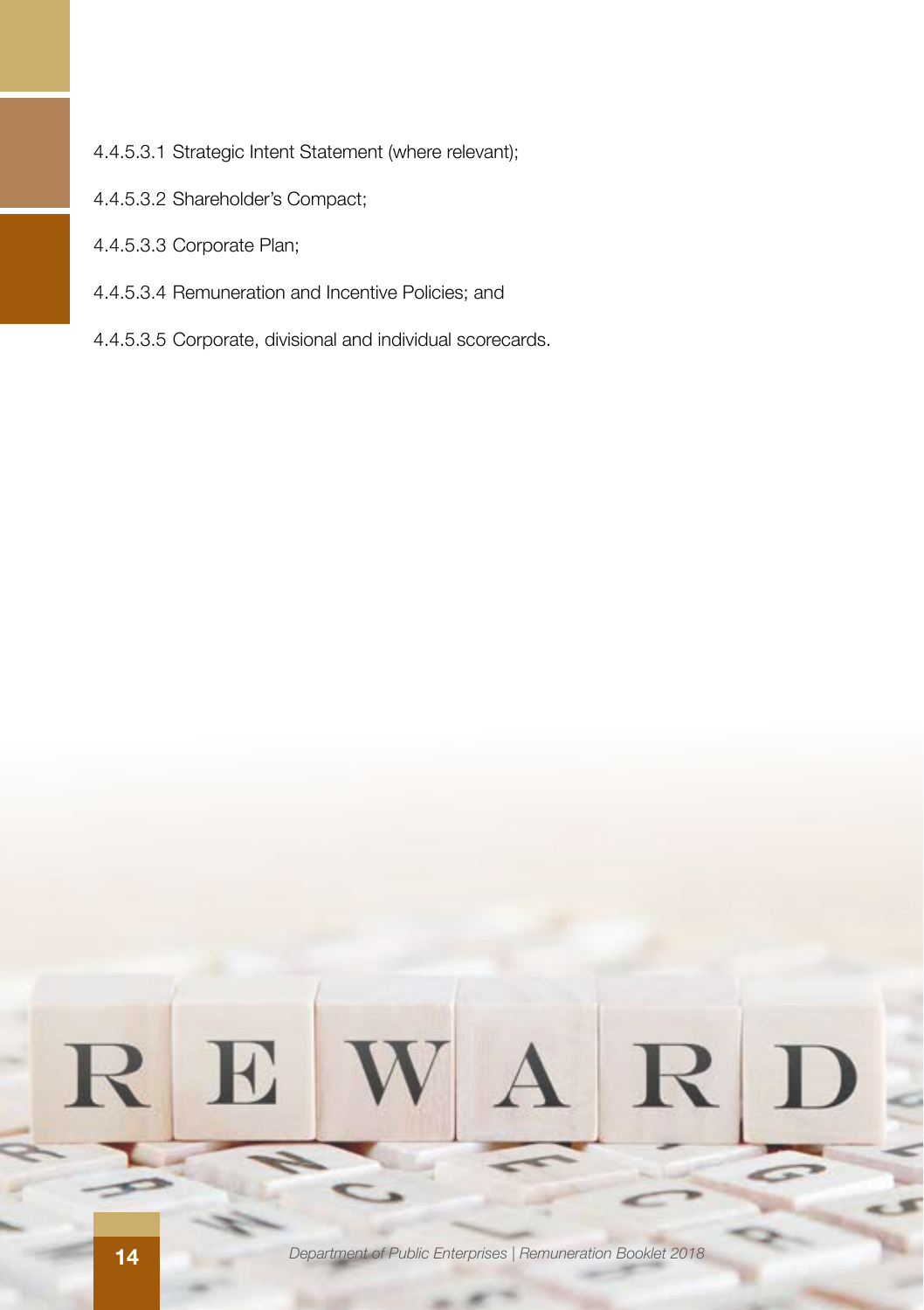4.4.5.3.1 Strategic Intent Statement (where relevant);

4.4.5.3.2 Shareholder's Compact;

4.4.5.3.3 Corporate Plan;

4.4.5.3.4 Remuneration and Incentive Policies; and

4.4.5.3.5 Corporate, divisional and individual scorecards.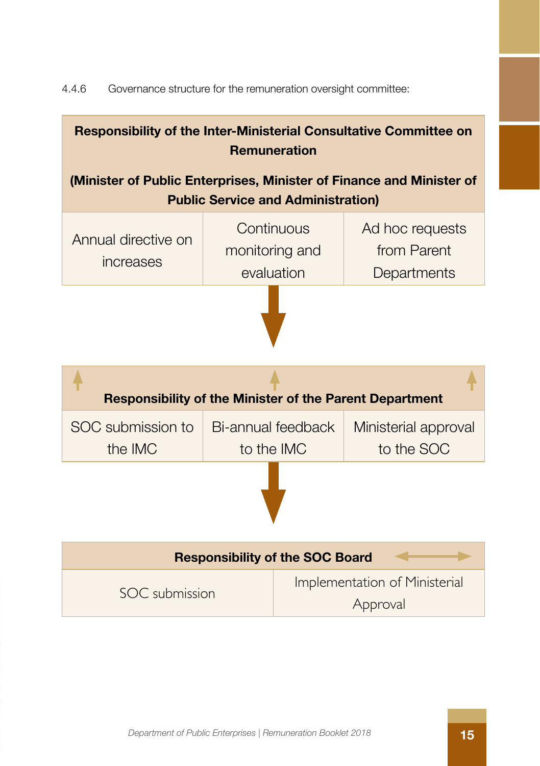4.4.6 Governance structure for the remuneration oversight committee:

| **Responsibility of the Inter-Ministerial Consultative Committee on Remuneration (Minister of Public Enterprises, Minister of Finance and Minister of Public Service and Administration)** | | |
|---|---|---|
| Annual directive on increases | Continuous monitoring and evaluation | Ad hoc requests from Parent Departments |

| **Responsibility of the Minister of the Parent Department** | | |
|---|---|---|
| SOC submission to the IMC | Bi-annual feedback to the IMC | Ministerial approval to the SOC |

| **Responsibility of the SOC Board** | |
|---|---|
| SOC submission | Implementation of Ministerial Approval |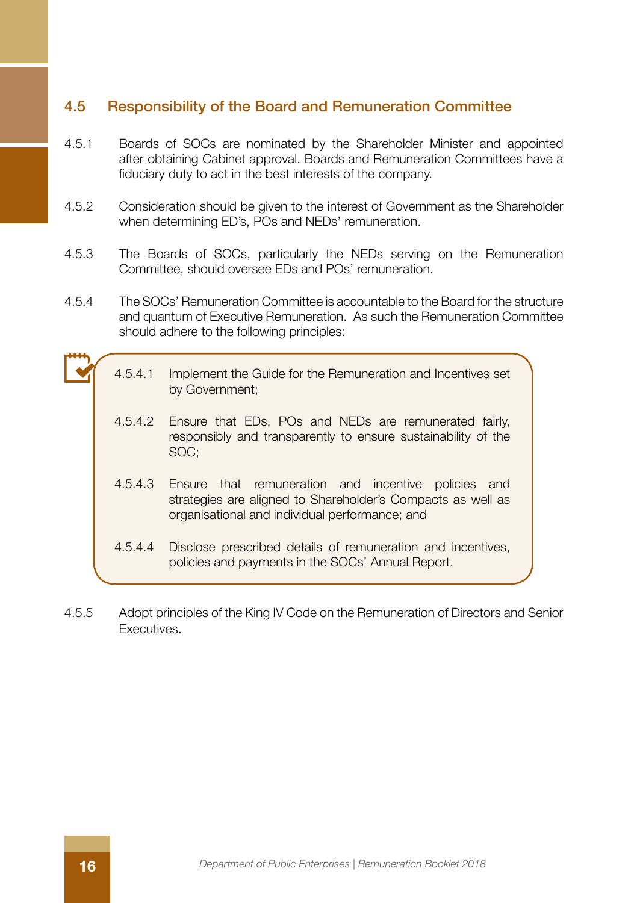## 4.5 Responsibility of the Board and Remuneration Committee

4.5.1 Boards of SOCs are nominated by the Shareholder Minister and appointed after obtaining Cabinet approval. Boards and Remuneration Committees have a fiduciary duty to act in the best interests of the company.

4.5.2 Consideration should be given to the interest of Government as the Shareholder when determining ED's, POs and NEDs' remuneration.

4.5.3 The Boards of SOCs, particularly the NEDs serving on the Remuneration Committee, should oversee EDs and POs' remuneration.

4.5.4 The SOCs' Remuneration Committee is accountable to the Board for the structure and quantum of Executive Remuneration. As such the Remuneration Committee should adhere to the following principles:

> 4.5.4.1 Implement the Guide for the Remuneration and Incentives set by Government;
>
> 4.5.4.2 Ensure that EDs, POs and NEDs are remunerated fairly, responsibly and transparently to ensure sustainability of the SOC;
>
> 4.5.4.3 Ensure that remuneration and incentive policies and strategies are aligned to Shareholder's Compacts as well as organisational and individual performance; and
>
> 4.5.4.4 Disclose prescribed details of remuneration and incentives, policies and payments in the SOCs' Annual Report.

4.5.5 Adopt principles of the King IV Code on the Remuneration of Directors and Senior Executives.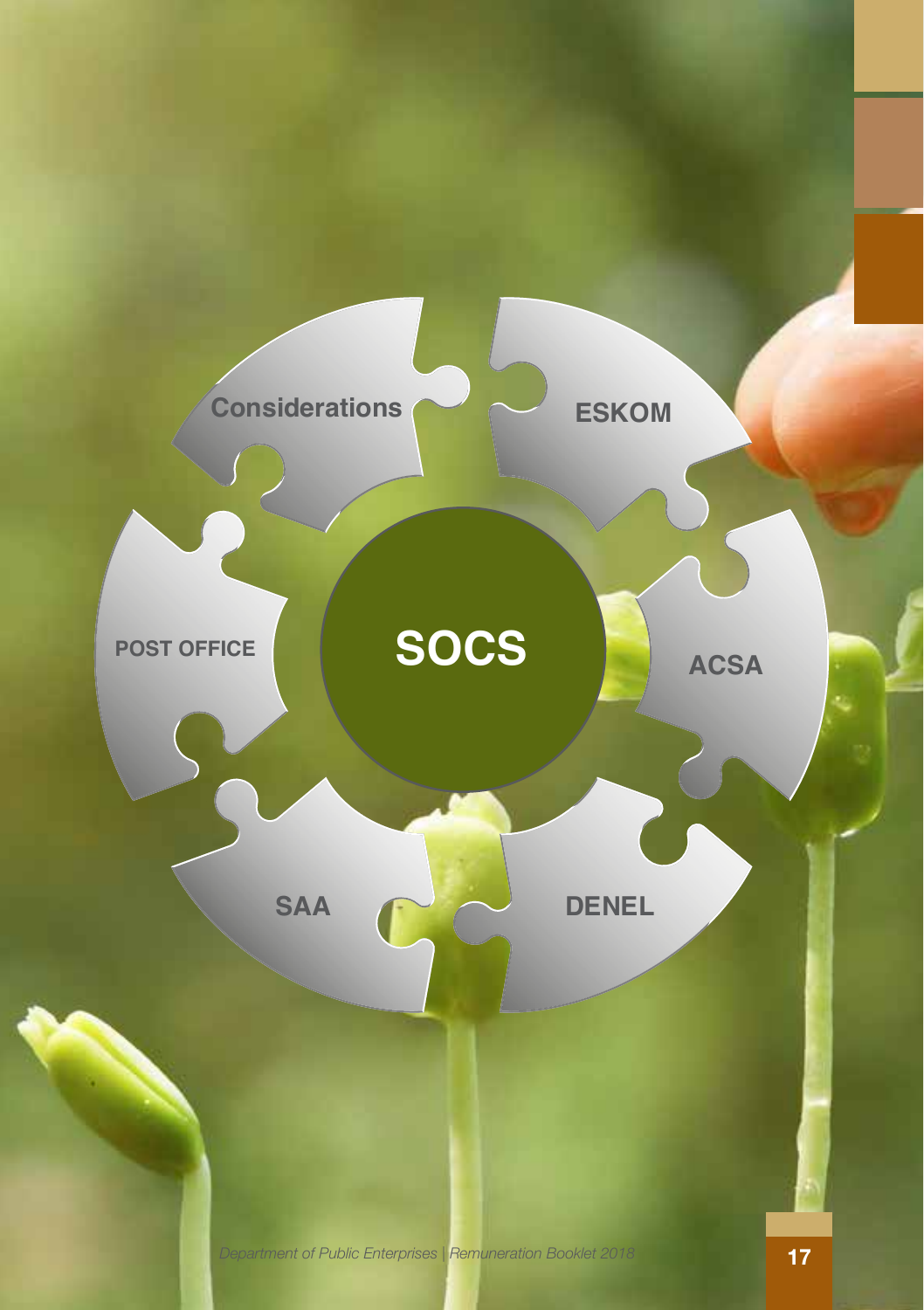SOCS

Considerations

ESKOM

ACSA

DENEL

SAA

POST OFFICE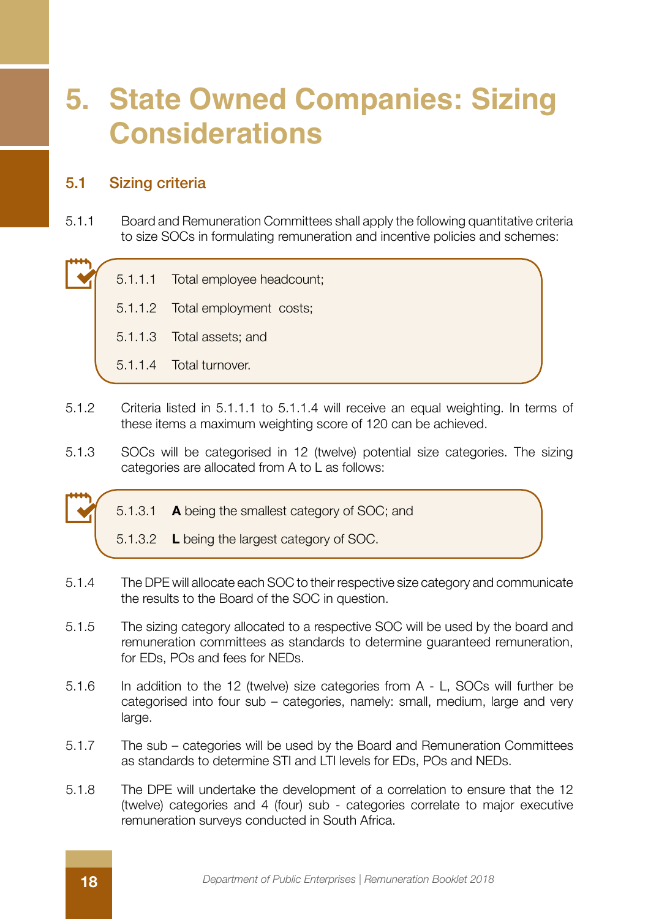# 5. State Owned Companies: Sizing Considerations

## 5.1 Sizing criteria

5.1.1 Board and Remuneration Committees shall apply the following quantitative criteria to size SOCs in formulating remuneration and incentive policies and schemes:

- 5.1.1.1 Total employee headcount;
- 5.1.1.2 Total employment costs;
- 5.1.1.3 Total assets; and
- 5.1.1.4 Total turnover.

5.1.2 Criteria listed in 5.1.1.1 to 5.1.1.4 will receive an equal weighting. In terms of these items a maximum weighting score of 120 can be achieved.

5.1.3 SOCs will be categorised in 12 (twelve) potential size categories. The sizing categories are allocated from A to L as follows:

- 5.1.3.1 **A** being the smallest category of SOC; and
- 5.1.3.2 **L** being the largest category of SOC.

5.1.4 The DPE will allocate each SOC to their respective size category and communicate the results to the Board of the SOC in question.

5.1.5 The sizing category allocated to a respective SOC will be used by the board and remuneration committees as standards to determine guaranteed remuneration, for EDs, POs and fees for NEDs.

5.1.6 In addition to the 12 (twelve) size categories from A - L, SOCs will further be categorised into four sub – categories, namely: small, medium, large and very large.

5.1.7 The sub – categories will be used by the Board and Remuneration Committees as standards to determine STI and LTI levels for EDs, POs and NEDs.

5.1.8 The DPE will undertake the development of a correlation to ensure that the 12 (twelve) categories and 4 (four) sub - categories correlate to major executive remuneration surveys conducted in South Africa.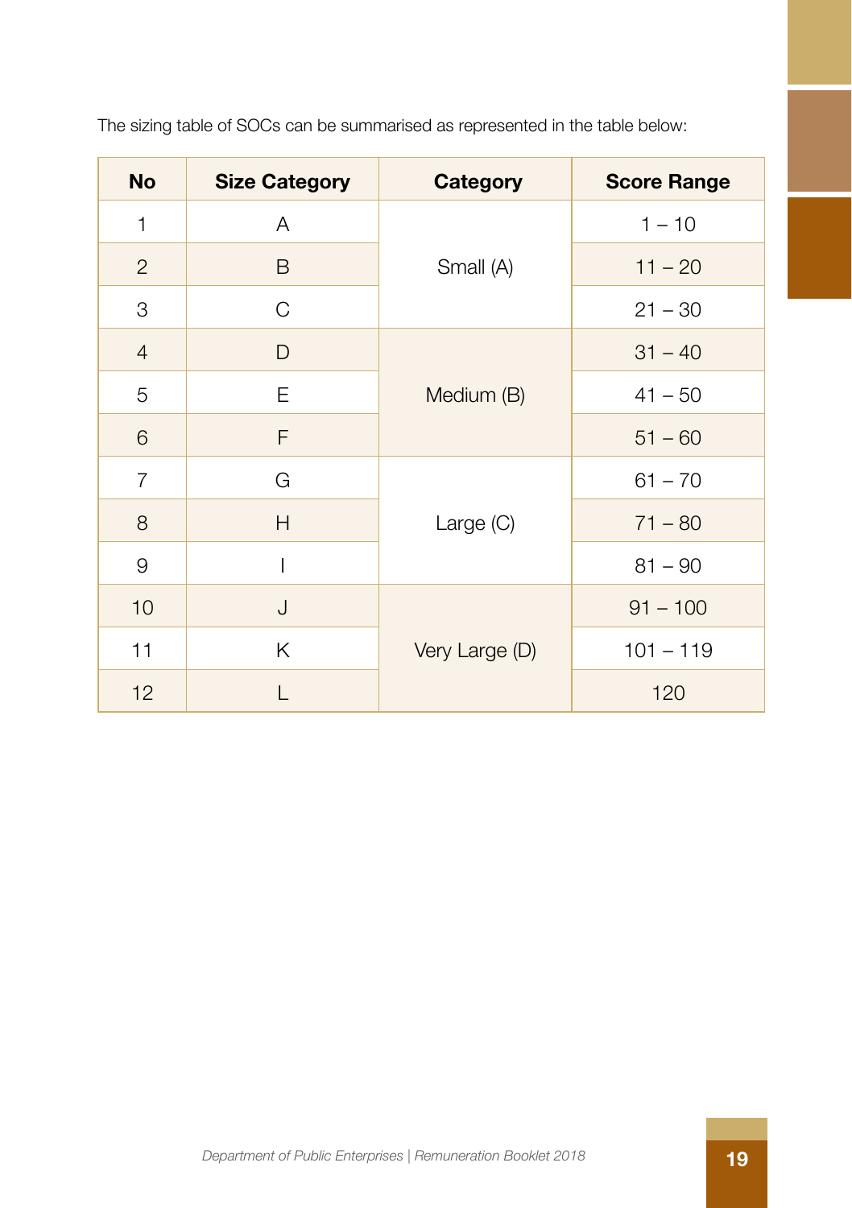The sizing table of SOCs can be summarised as represented in the table below:

| No | Size Category | Category | Score Range |
|---|---|---|---|
| 1 | A | Small (A) | 1 – 10 |
| 2 | B | | 11 – 20 |
| 3 | C | | 21 – 30 |
| 4 | D | Medium (B) | 31 – 40 |
| 5 | E | | 41 – 50 |
| 6 | F | | 51 – 60 |
| 7 | G | Large (C) | 61 – 70 |
| 8 | H | | 71 – 80 |
| 9 | I | | 81 – 90 |
| 10 | J | Very Large (D) | 91 – 100 |
| 11 | K | | 101 – 119 |
| 12 | L | | 120 |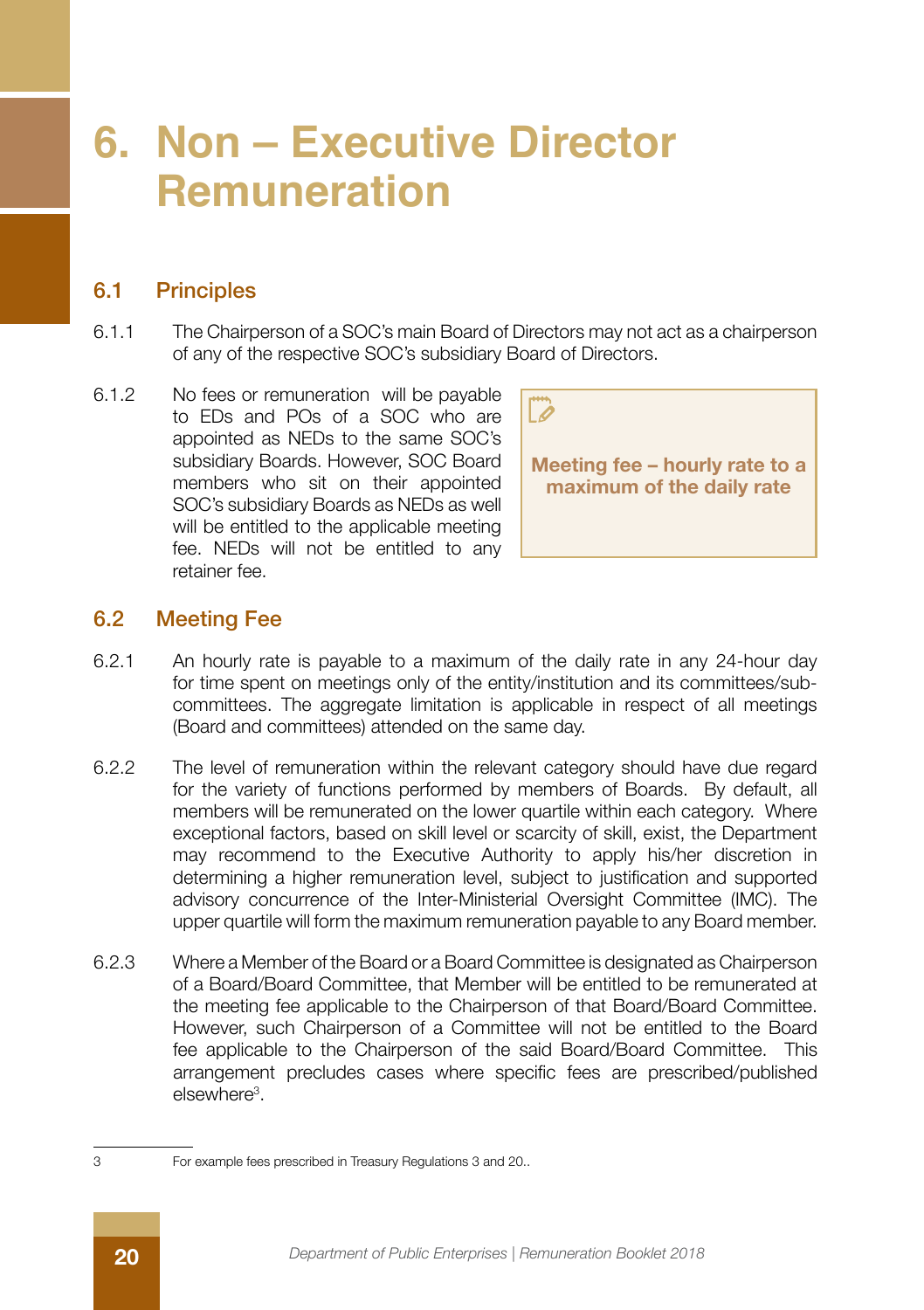# 6. Non – Executive Director Remuneration

## 6.1 Principles

6.1.1 The Chairperson of a SOC's main Board of Directors may not act as a chairperson of any of the respective SOC's subsidiary Board of Directors.

6.1.2 No fees or remuneration will be payable to EDs and POs of a SOC who are appointed as NEDs to the same SOC's subsidiary Boards. However, SOC Board members who sit on their appointed SOC's subsidiary Boards as NEDs as well will be entitled to the applicable meeting fee. NEDs will not be entitled to any retainer fee.

**Meeting fee – hourly rate to a maximum of the daily rate**

## 6.2 Meeting Fee

6.2.1 An hourly rate is payable to a maximum of the daily rate in any 24-hour day for time spent on meetings only of the entity/institution and its committees/sub-committees. The aggregate limitation is applicable in respect of all meetings (Board and committees) attended on the same day.

6.2.2 The level of remuneration within the relevant category should have due regard for the variety of functions performed by members of Boards. By default, all members will be remunerated on the lower quartile within each category. Where exceptional factors, based on skill level or scarcity of skill, exist, the Department may recommend to the Executive Authority to apply his/her discretion in determining a higher remuneration level, subject to justification and supported advisory concurrence of the Inter-Ministerial Oversight Committee (IMC). The upper quartile will form the maximum remuneration payable to any Board member.

6.2.3 Where a Member of the Board or a Board Committee is designated as Chairperson of a Board/Board Committee, that Member will be entitled to be remunerated at the meeting fee applicable to the Chairperson of that Board/Board Committee. However, such Chairperson of a Committee will not be entitled to the Board fee applicable to the Chairperson of the said Board/Board Committee. This arrangement precludes cases where specific fees are prescribed/published elsewhere[3].

---

[3] For example fees prescribed in Treasury Regulations 3 and 20..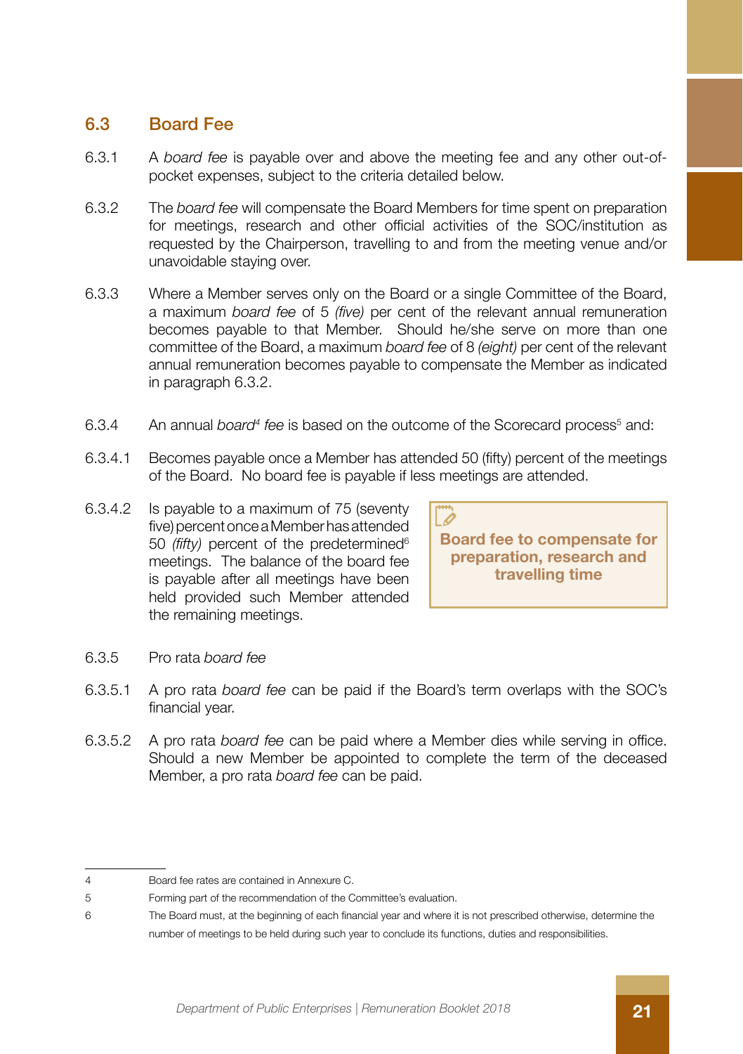## 6.3 Board Fee

6.3.1 A *board fee* is payable over and above the meeting fee and any other out-of-pocket expenses, subject to the criteria detailed below.

6.3.2 The *board fee* will compensate the Board Members for time spent on preparation for meetings, research and other official activities of the SOC/institution as requested by the Chairperson, travelling to and from the meeting venue and/or unavoidable staying over.

6.3.3 Where a Member serves only on the Board or a single Committee of the Board, a maximum *board fee* of 5 *(five)* per cent of the relevant annual remuneration becomes payable to that Member. Should he/she serve on more than one committee of the Board, a maximum *board fee* of 8 *(eight)* per cent of the relevant annual remuneration becomes payable to compensate the Member as indicated in paragraph 6.3.2.

6.3.4 An annual *board*[4] *fee* is based on the outcome of the Scorecard process[5] and:

6.3.4.1 Becomes payable once a Member has attended 50 (fifty) percent of the meetings of the Board. No board fee is payable if less meetings are attended.

6.3.4.2 Is payable to a maximum of 75 (seventy five) percent once a Member has attended 50 *(fifty)* percent of the predetermined[6] meetings. The balance of the board fee is payable after all meetings have been held provided such Member attended the remaining meetings.

**Board fee to compensate for preparation, research and travelling time**

6.3.5 Pro rata *board fee*

6.3.5.1 A pro rata *board fee* can be paid if the Board's term overlaps with the SOC's financial year.

6.3.5.2 A pro rata *board fee* can be paid where a Member dies while serving in office. Should a new Member be appointed to complete the term of the deceased Member, a pro rata *board fee* can be paid.

---

4 Board fee rates are contained in Annexure C.

5 Forming part of the recommendation of the Committee's evaluation.

6 The Board must, at the beginning of each financial year and where it is not prescribed otherwise, determine the number of meetings to be held during such year to conclude its functions, duties and responsibilities.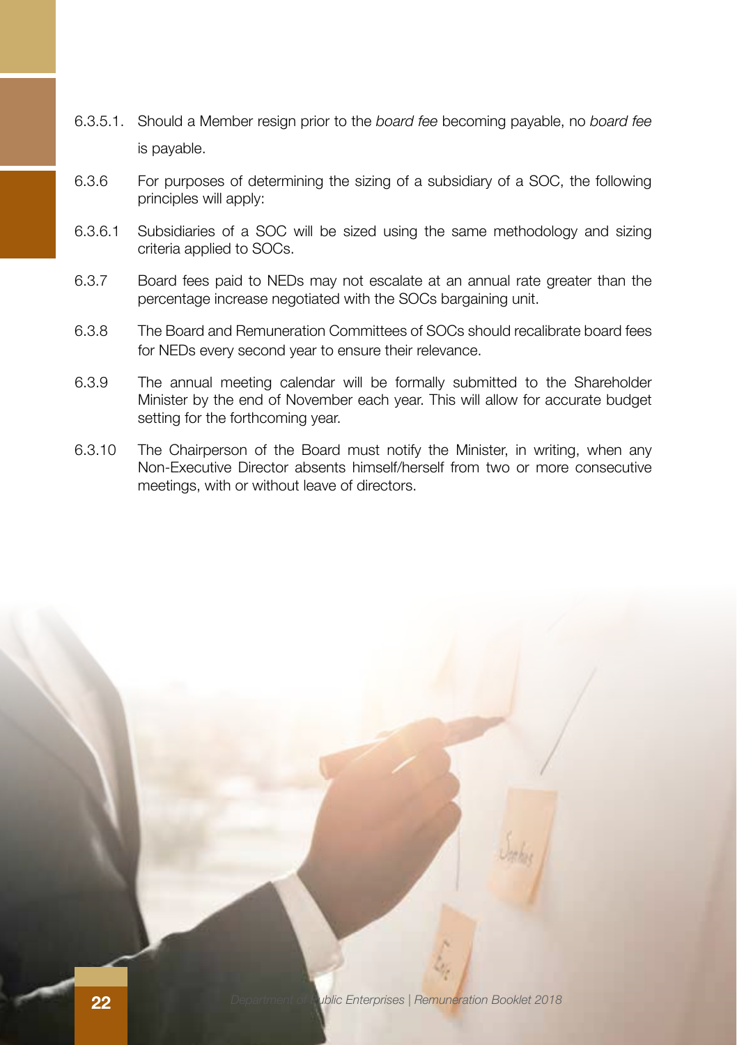6.3.5.1. Should a Member resign prior to the *board fee* becoming payable, no *board fee* is payable.

6.3.6 For purposes of determining the sizing of a subsidiary of a SOC, the following principles will apply:

6.3.6.1 Subsidiaries of a SOC will be sized using the same methodology and sizing criteria applied to SOCs.

6.3.7 Board fees paid to NEDs may not escalate at an annual rate greater than the percentage increase negotiated with the SOCs bargaining unit.

6.3.8 The Board and Remuneration Committees of SOCs should recalibrate board fees for NEDs every second year to ensure their relevance.

6.3.9 The annual meeting calendar will be formally submitted to the Shareholder Minister by the end of November each year. This will allow for accurate budget setting for the forthcoming year.

6.3.10 The Chairperson of the Board must notify the Minister, in writing, when any Non-Executive Director absents himself/herself from two or more consecutive meetings, with or without leave of directors.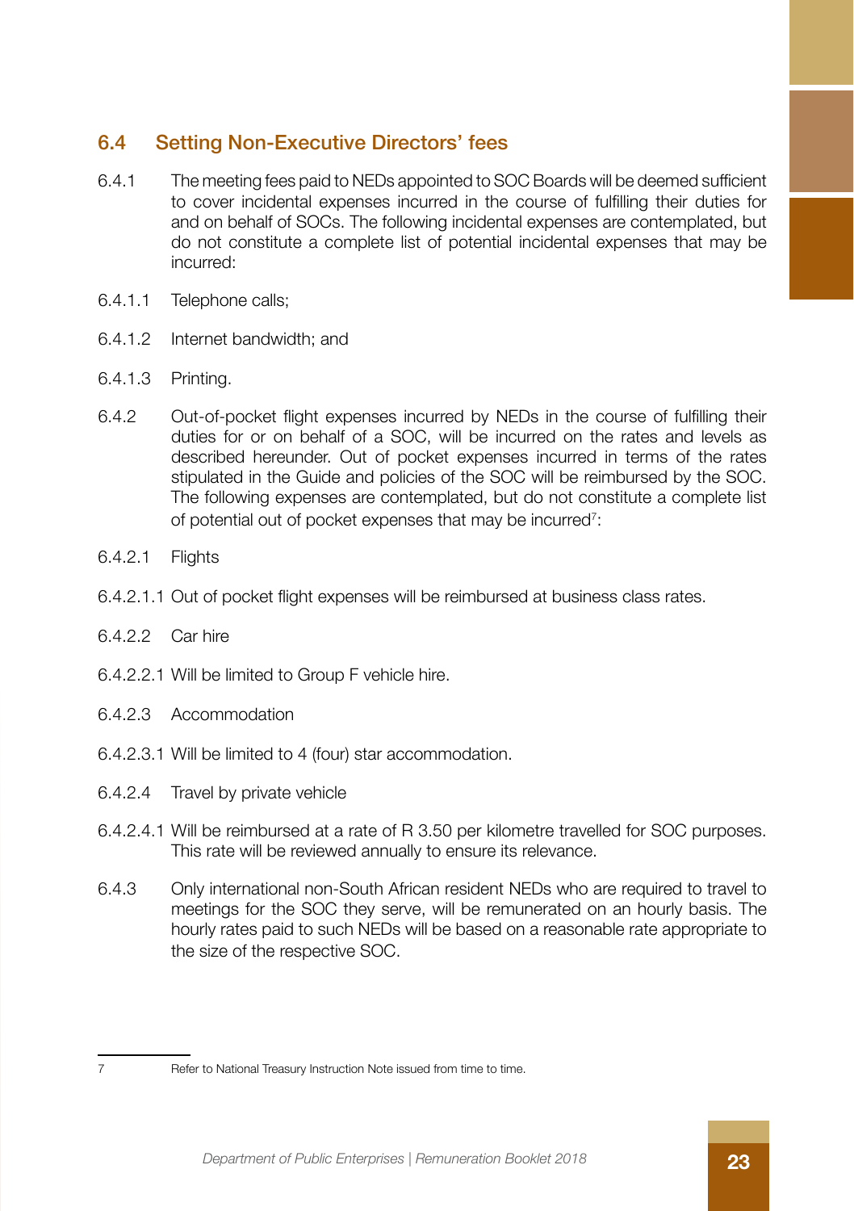## 6.4 Setting Non-Executive Directors' fees

6.4.1 The meeting fees paid to NEDs appointed to SOC Boards will be deemed sufficient to cover incidental expenses incurred in the course of fulfilling their duties for and on behalf of SOCs. The following incidental expenses are contemplated, but do not constitute a complete list of potential incidental expenses that may be incurred:

6.4.1.1 Telephone calls;

6.4.1.2 Internet bandwidth; and

6.4.1.3 Printing.

6.4.2 Out-of-pocket flight expenses incurred by NEDs in the course of fulfilling their duties for or on behalf of a SOC, will be incurred on the rates and levels as described hereunder. Out of pocket expenses incurred in terms of the rates stipulated in the Guide and policies of the SOC will be reimbursed by the SOC. The following expenses are contemplated, but do not constitute a complete list of potential out of pocket expenses that may be incurred[7]:

6.4.2.1 Flights

6.4.2.1.1 Out of pocket flight expenses will be reimbursed at business class rates.

6.4.2.2 Car hire

6.4.2.2.1 Will be limited to Group F vehicle hire.

6.4.2.3 Accommodation

6.4.2.3.1 Will be limited to 4 (four) star accommodation.

6.4.2.4 Travel by private vehicle

6.4.2.4.1 Will be reimbursed at a rate of R 3.50 per kilometre travelled for SOC purposes. This rate will be reviewed annually to ensure its relevance.

6.4.3 Only international non-South African resident NEDs who are required to travel to meetings for the SOC they serve, will be remunerated on an hourly basis. The hourly rates paid to such NEDs will be based on a reasonable rate appropriate to the size of the respective SOC.

---

7 Refer to National Treasury Instruction Note issued from time to time.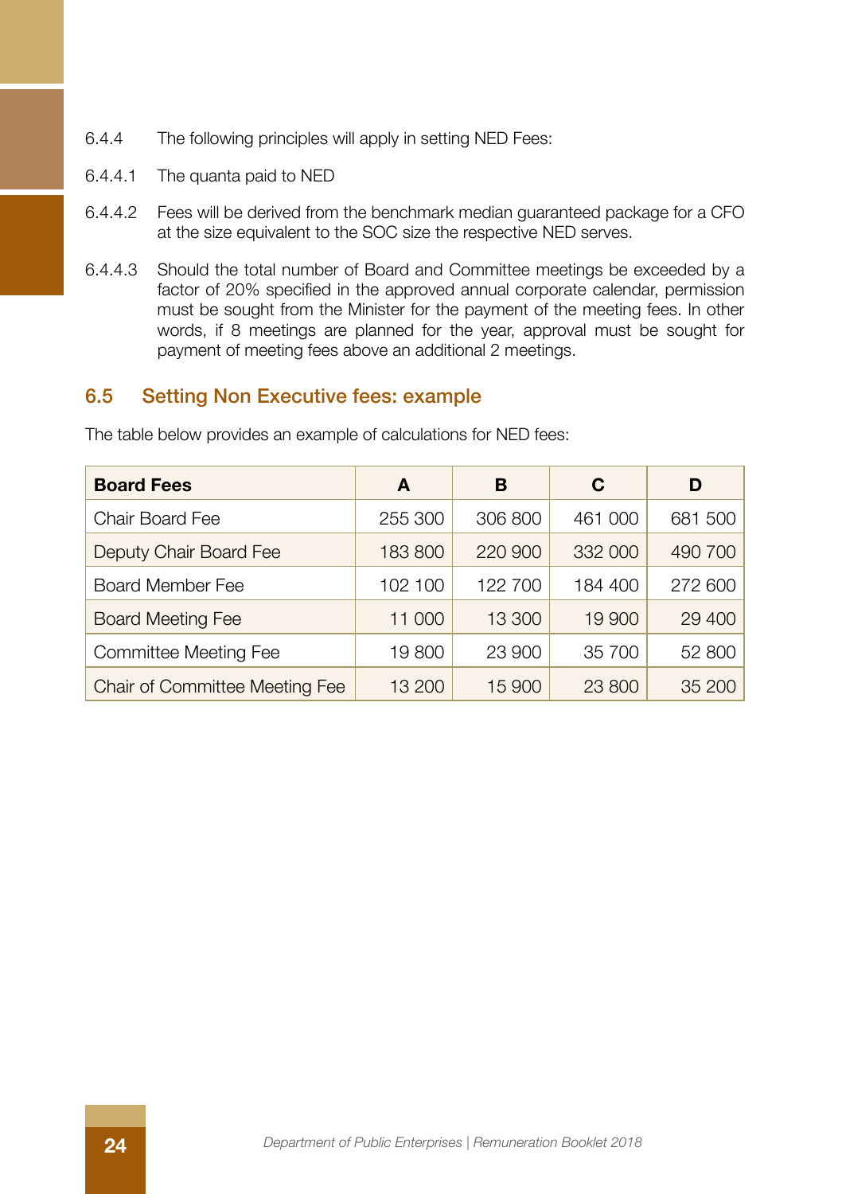6.4.4 The following principles will apply in setting NED Fees:

6.4.4.1 The quanta paid to NED

6.4.4.2 Fees will be derived from the benchmark median guaranteed package for a CFO at the size equivalent to the SOC size the respective NED serves.

6.4.4.3 Should the total number of Board and Committee meetings be exceeded by a factor of 20% specified in the approved annual corporate calendar, permission must be sought from the Minister for the payment of the meeting fees. In other words, if 8 meetings are planned for the year, approval must be sought for payment of meeting fees above an additional 2 meetings.

## 6.5 Setting Non Executive fees: example

The table below provides an example of calculations for NED fees:

| Board Fees | A | B | C | D |
|---|---|---|---|---|
| Chair Board Fee | 255 300 | 306 800 | 461 000 | 681 500 |
| Deputy Chair Board Fee | 183 800 | 220 900 | 332 000 | 490 700 |
| Board Member Fee | 102 100 | 122 700 | 184 400 | 272 600 |
| Board Meeting Fee | 11 000 | 13 300 | 19 900 | 29 400 |
| Committee Meeting Fee | 19 800 | 23 900 | 35 700 | 52 800 |
| Chair of Committee Meeting Fee | 13 200 | 15 900 | 23 800 | 35 200 |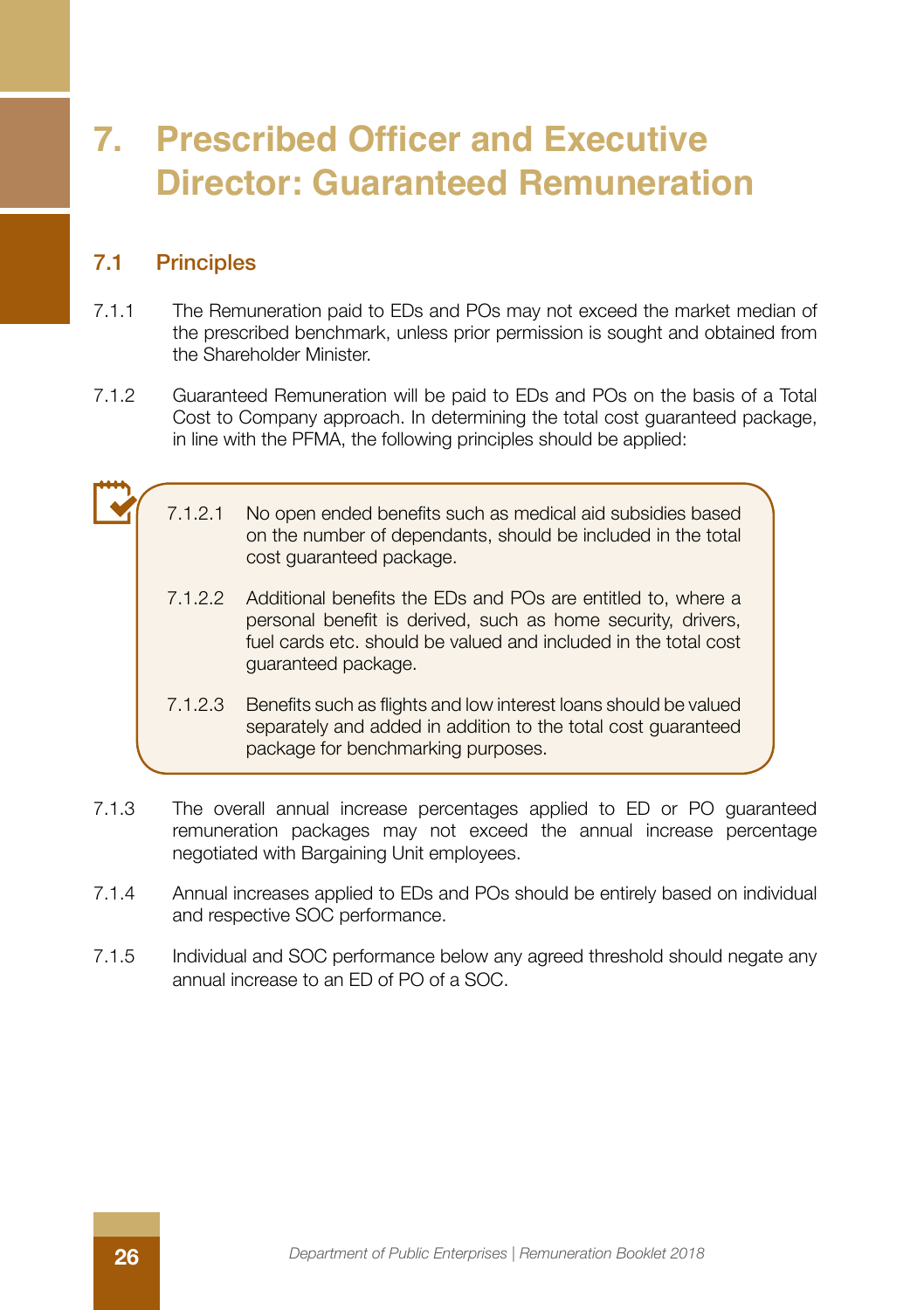# 7. Prescribed Officer and Executive Director: Guaranteed Remuneration

## 7.1 Principles

7.1.1 The Remuneration paid to EDs and POs may not exceed the market median of the prescribed benchmark, unless prior permission is sought and obtained from the Shareholder Minister.

7.1.2 Guaranteed Remuneration will be paid to EDs and POs on the basis of a Total Cost to Company approach. In determining the total cost guaranteed package, in line with the PFMA, the following principles should be applied:

7.1.2.1 No open ended benefits such as medical aid subsidies based on the number of dependants, should be included in the total cost guaranteed package.

7.1.2.2 Additional benefits the EDs and POs are entitled to, where a personal benefit is derived, such as home security, drivers, fuel cards etc. should be valued and included in the total cost guaranteed package.

7.1.2.3 Benefits such as flights and low interest loans should be valued separately and added in addition to the total cost guaranteed package for benchmarking purposes.

7.1.3 The overall annual increase percentages applied to ED or PO guaranteed remuneration packages may not exceed the annual increase percentage negotiated with Bargaining Unit employees.

7.1.4 Annual increases applied to EDs and POs should be entirely based on individual and respective SOC performance.

7.1.5 Individual and SOC performance below any agreed threshold should negate any annual increase to an ED of PO of a SOC.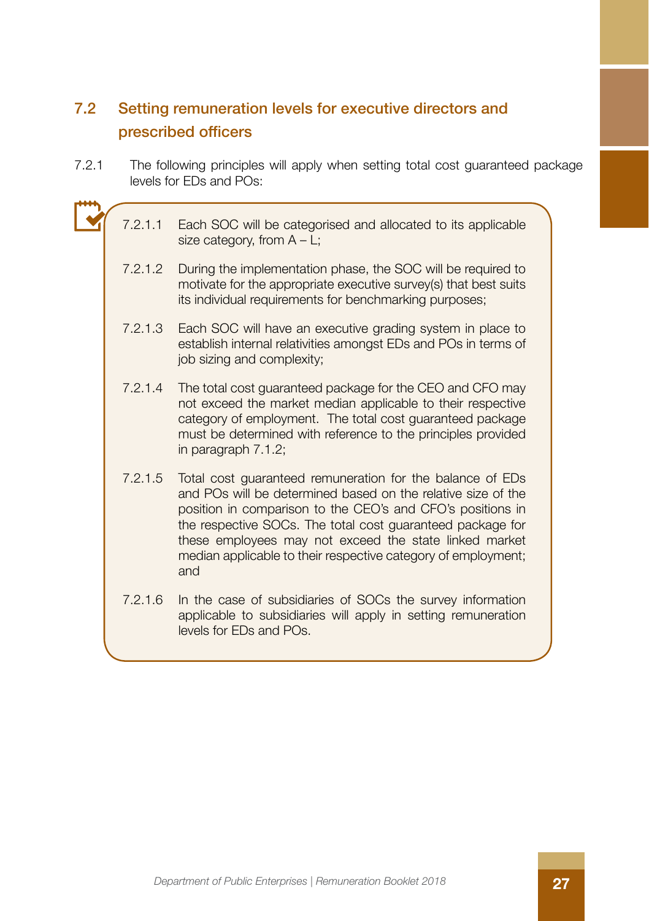## 7.2 Setting remuneration levels for executive directors and prescribed officers

7.2.1 The following principles will apply when setting total cost guaranteed package levels for EDs and POs:

7.2.1.1 Each SOC will be categorised and allocated to its applicable size category, from A – L;

7.2.1.2 During the implementation phase, the SOC will be required to motivate for the appropriate executive survey(s) that best suits its individual requirements for benchmarking purposes;

7.2.1.3 Each SOC will have an executive grading system in place to establish internal relativities amongst EDs and POs in terms of job sizing and complexity;

7.2.1.4 The total cost guaranteed package for the CEO and CFO may not exceed the market median applicable to their respective category of employment. The total cost guaranteed package must be determined with reference to the principles provided in paragraph 7.1.2;

7.2.1.5 Total cost guaranteed remuneration for the balance of EDs and POs will be determined based on the relative size of the position in comparison to the CEO's and CFO's positions in the respective SOCs. The total cost guaranteed package for these employees may not exceed the state linked market median applicable to their respective category of employment; and

7.2.1.6 In the case of subsidiaries of SOCs the survey information applicable to subsidiaries will apply in setting remuneration levels for EDs and POs.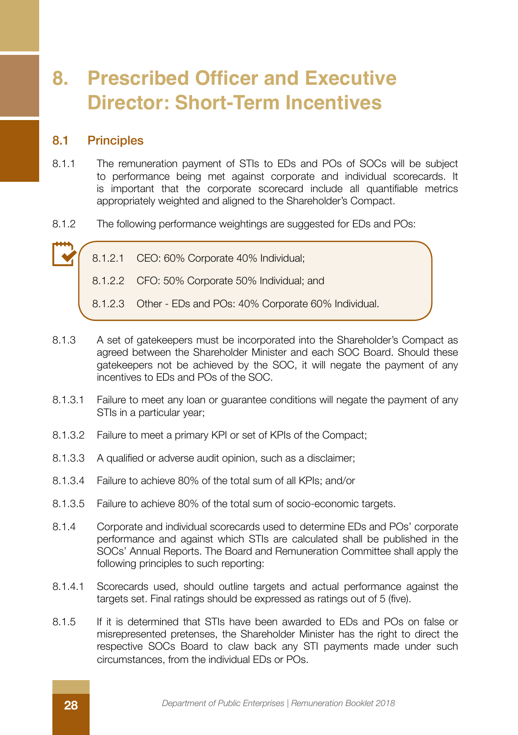# 8. Prescribed Officer and Executive Director: Short-Term Incentives

## 8.1 Principles

8.1.1 The remuneration payment of STIs to EDs and POs of SOCs will be subject to performance being met against corporate and individual scorecards. It is important that the corporate scorecard include all quantifiable metrics appropriately weighted and aligned to the Shareholder's Compact.

8.1.2 The following performance weightings are suggested for EDs and POs:

> 8.1.2.1 CEO: 60% Corporate 40% Individual;
>
> 8.1.2.2 CFO: 50% Corporate 50% Individual; and
>
> 8.1.2.3 Other - EDs and POs: 40% Corporate 60% Individual.

8.1.3 A set of gatekeepers must be incorporated into the Shareholder's Compact as agreed between the Shareholder Minister and each SOC Board. Should these gatekeepers not be achieved by the SOC, it will negate the payment of any incentives to EDs and POs of the SOC.

8.1.3.1 Failure to meet any loan or guarantee conditions will negate the payment of any STIs in a particular year;

8.1.3.2 Failure to meet a primary KPI or set of KPIs of the Compact;

8.1.3.3 A qualified or adverse audit opinion, such as a disclaimer;

8.1.3.4 Failure to achieve 80% of the total sum of all KPIs; and/or

8.1.3.5 Failure to achieve 80% of the total sum of socio-economic targets.

8.1.4 Corporate and individual scorecards used to determine EDs and POs' corporate performance and against which STIs are calculated shall be published in the SOCs' Annual Reports. The Board and Remuneration Committee shall apply the following principles to such reporting:

8.1.4.1 Scorecards used, should outline targets and actual performance against the targets set. Final ratings should be expressed as ratings out of 5 (five).

8.1.5 If it is determined that STIs have been awarded to EDs and POs on false or misrepresented pretenses, the Shareholder Minister has the right to direct the respective SOCs Board to claw back any STI payments made under such circumstances, from the individual EDs or POs.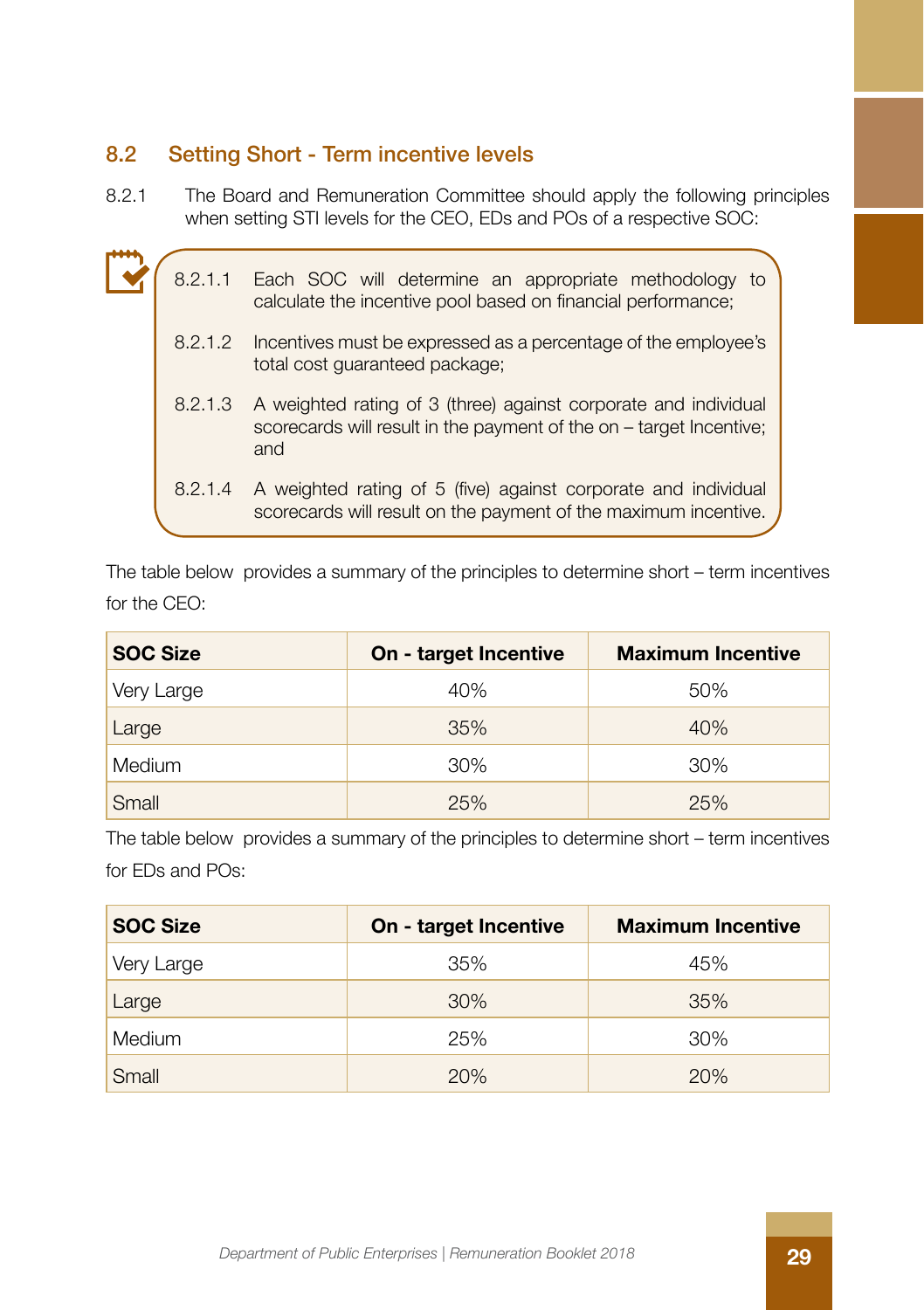## 8.2 Setting Short - Term incentive levels

8.2.1 The Board and Remuneration Committee should apply the following principles when setting STI levels for the CEO, EDs and POs of a respective SOC:

8.2.1.1 Each SOC will determine an appropriate methodology to calculate the incentive pool based on financial performance;

8.2.1.2 Incentives must be expressed as a percentage of the employee's total cost guaranteed package;

8.2.1.3 A weighted rating of 3 (three) against corporate and individual scorecards will result in the payment of the on – target Incentive; and

8.2.1.4 A weighted rating of 5 (five) against corporate and individual scorecards will result on the payment of the maximum incentive.

The table below provides a summary of the principles to determine short – term incentives for the CEO:

| SOC Size | On - target Incentive | Maximum Incentive |
|---|---|---|
| Very Large | 40% | 50% |
| Large | 35% | 40% |
| Medium | 30% | 30% |
| Small | 25% | 25% |

The table below provides a summary of the principles to determine short – term incentives for EDs and POs:

| SOC Size | On - target Incentive | Maximum Incentive |
|---|---|---|
| Very Large | 35% | 45% |
| Large | 30% | 35% |
| Medium | 25% | 30% |
| Small | 20% | 20% |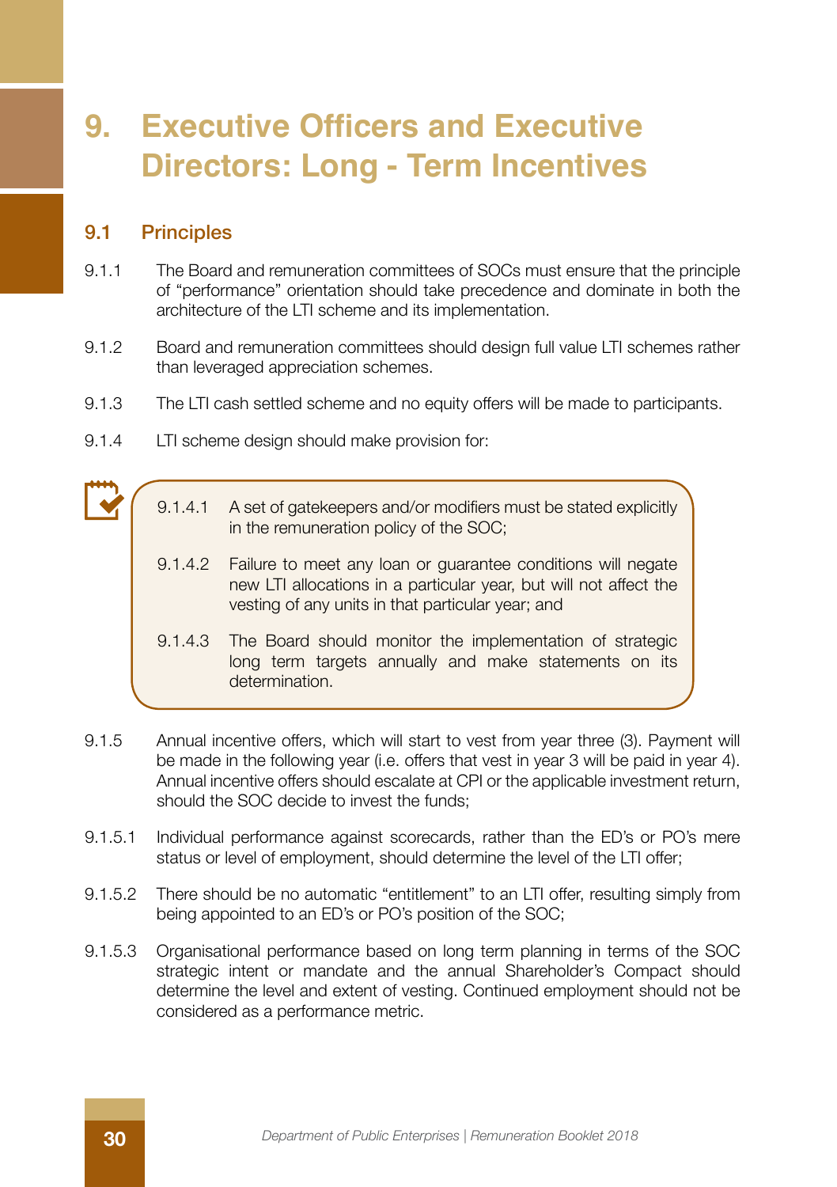# 9. Executive Officers and Executive Directors: Long - Term Incentives

## 9.1 Principles

9.1.1 The Board and remuneration committees of SOCs must ensure that the principle of "performance" orientation should take precedence and dominate in both the architecture of the LTI scheme and its implementation.

9.1.2 Board and remuneration committees should design full value LTI schemes rather than leveraged appreciation schemes.

9.1.3 The LTI cash settled scheme and no equity offers will be made to participants.

9.1.4 LTI scheme design should make provision for:

9.1.4.1 A set of gatekeepers and/or modifiers must be stated explicitly in the remuneration policy of the SOC;

9.1.4.2 Failure to meet any loan or guarantee conditions will negate new LTI allocations in a particular year, but will not affect the vesting of any units in that particular year; and

9.1.4.3 The Board should monitor the implementation of strategic long term targets annually and make statements on its determination.

9.1.5 Annual incentive offers, which will start to vest from year three (3). Payment will be made in the following year (i.e. offers that vest in year 3 will be paid in year 4). Annual incentive offers should escalate at CPI or the applicable investment return, should the SOC decide to invest the funds;

9.1.5.1 Individual performance against scorecards, rather than the ED's or PO's mere status or level of employment, should determine the level of the LTI offer;

9.1.5.2 There should be no automatic "entitlement" to an LTI offer, resulting simply from being appointed to an ED's or PO's position of the SOC;

9.1.5.3 Organisational performance based on long term planning in terms of the SOC strategic intent or mandate and the annual Shareholder's Compact should determine the level and extent of vesting. Continued employment should not be considered as a performance metric.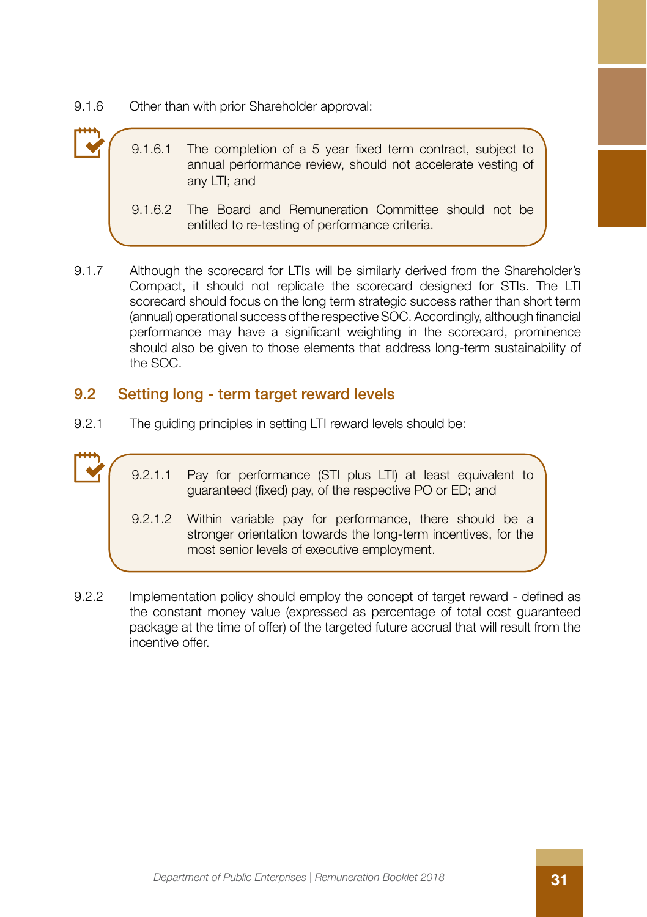9.1.6 Other than with prior Shareholder approval:

> 9.1.6.1 The completion of a 5 year fixed term contract, subject to annual performance review, should not accelerate vesting of any LTI; and
>
> 9.1.6.2 The Board and Remuneration Committee should not be entitled to re-testing of performance criteria.

9.1.7 Although the scorecard for LTIs will be similarly derived from the Shareholder's Compact, it should not replicate the scorecard designed for STIs. The LTI scorecard should focus on the long term strategic success rather than short term (annual) operational success of the respective SOC. Accordingly, although financial performance may have a significant weighting in the scorecard, prominence should also be given to those elements that address long-term sustainability of the SOC.

## 9.2 Setting long - term target reward levels

9.2.1 The guiding principles in setting LTI reward levels should be:

> 9.2.1.1 Pay for performance (STI plus LTI) at least equivalent to guaranteed (fixed) pay, of the respective PO or ED; and
>
> 9.2.1.2 Within variable pay for performance, there should be a stronger orientation towards the long-term incentives, for the most senior levels of executive employment.

9.2.2 Implementation policy should employ the concept of target reward - defined as the constant money value (expressed as percentage of total cost guaranteed package at the time of offer) of the targeted future accrual that will result from the incentive offer.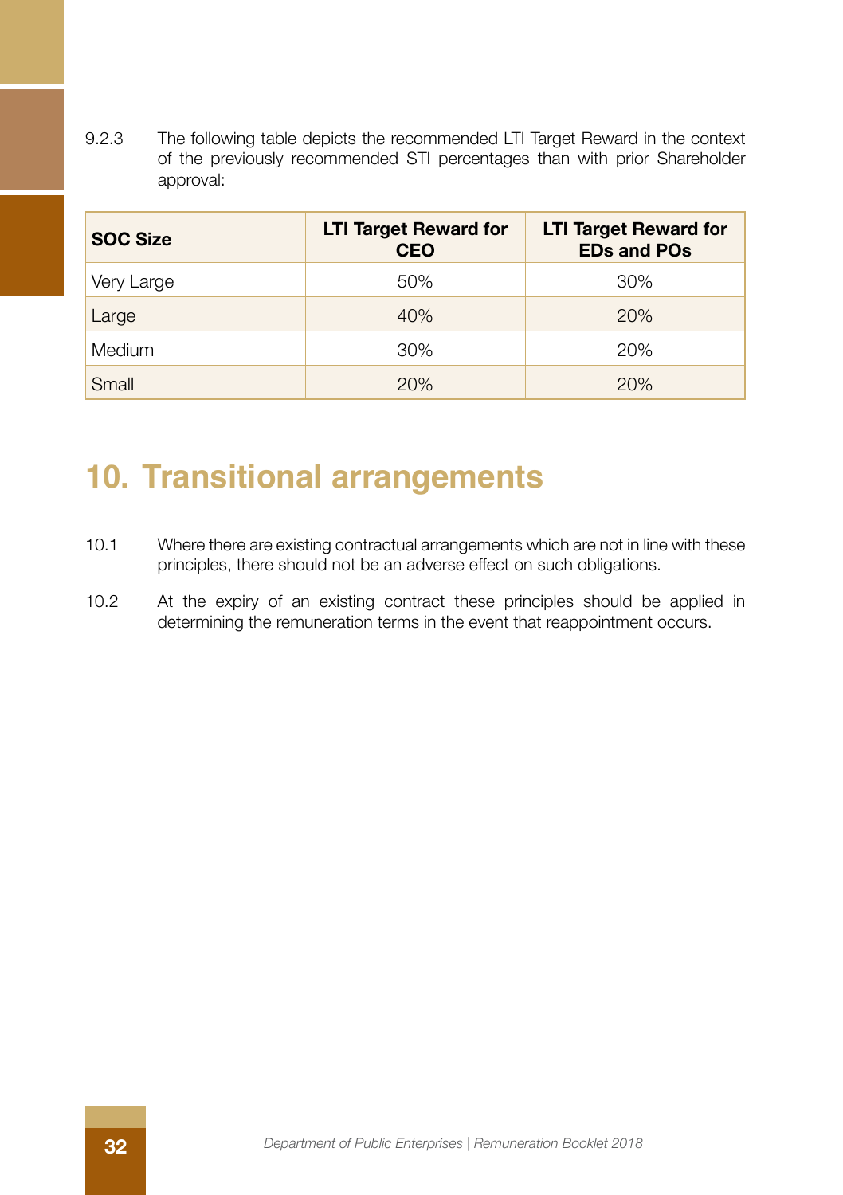9.2.3 The following table depicts the recommended LTI Target Reward in the context of the previously recommended STI percentages than with prior Shareholder approval:

| SOC Size | LTI Target Reward for CEO | LTI Target Reward for EDs and POs |
|---|---|---|
| Very Large | 50% | 30% |
| Large | 40% | 20% |
| Medium | 30% | 20% |
| Small | 20% | 20% |

# 10. Transitional arrangements

10.1 Where there are existing contractual arrangements which are not in line with these principles, there should not be an adverse effect on such obligations.

10.2 At the expiry of an existing contract these principles should be applied in determining the remuneration terms in the event that reappointment occurs.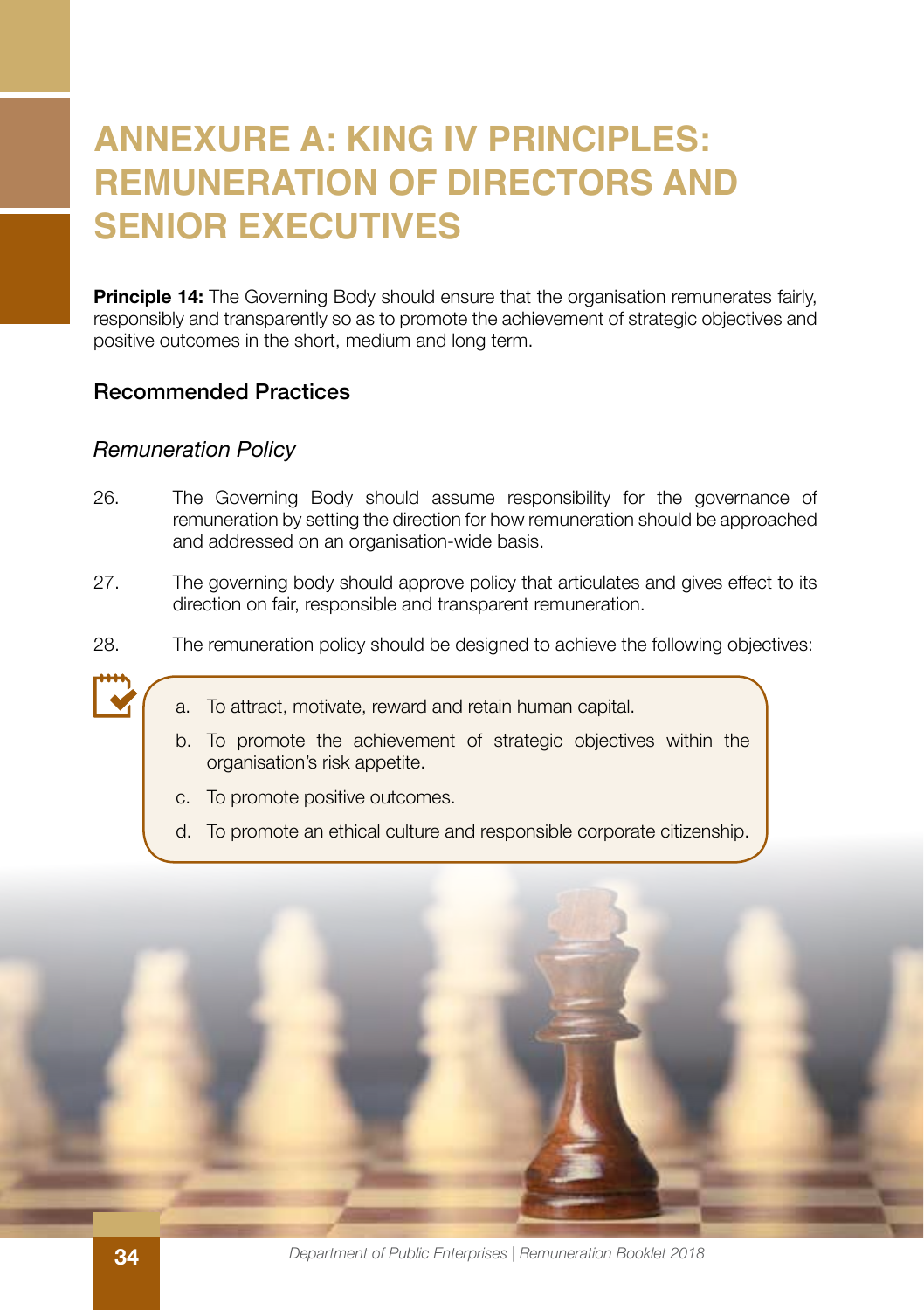# ANNEXURE A: KING IV PRINCIPLES: REMUNERATION OF DIRECTORS AND SENIOR EXECUTIVES

**Principle 14:** The Governing Body should ensure that the organisation remunerates fairly, responsibly and transparently so as to promote the achievement of strategic objectives and positive outcomes in the short, medium and long term.

## Recommended Practices

### *Remuneration Policy*

26. The Governing Body should assume responsibility for the governance of remuneration by setting the direction for how remuneration should be approached and addressed on an organisation-wide basis.

27. The governing body should approve policy that articulates and gives effect to its direction on fair, responsible and transparent remuneration.

28. The remuneration policy should be designed to achieve the following objectives:

    a. To attract, motivate, reward and retain human capital.

    b. To promote the achievement of strategic objectives within the organisation's risk appetite.

    c. To promote positive outcomes.

    d. To promote an ethical culture and responsible corporate citizenship.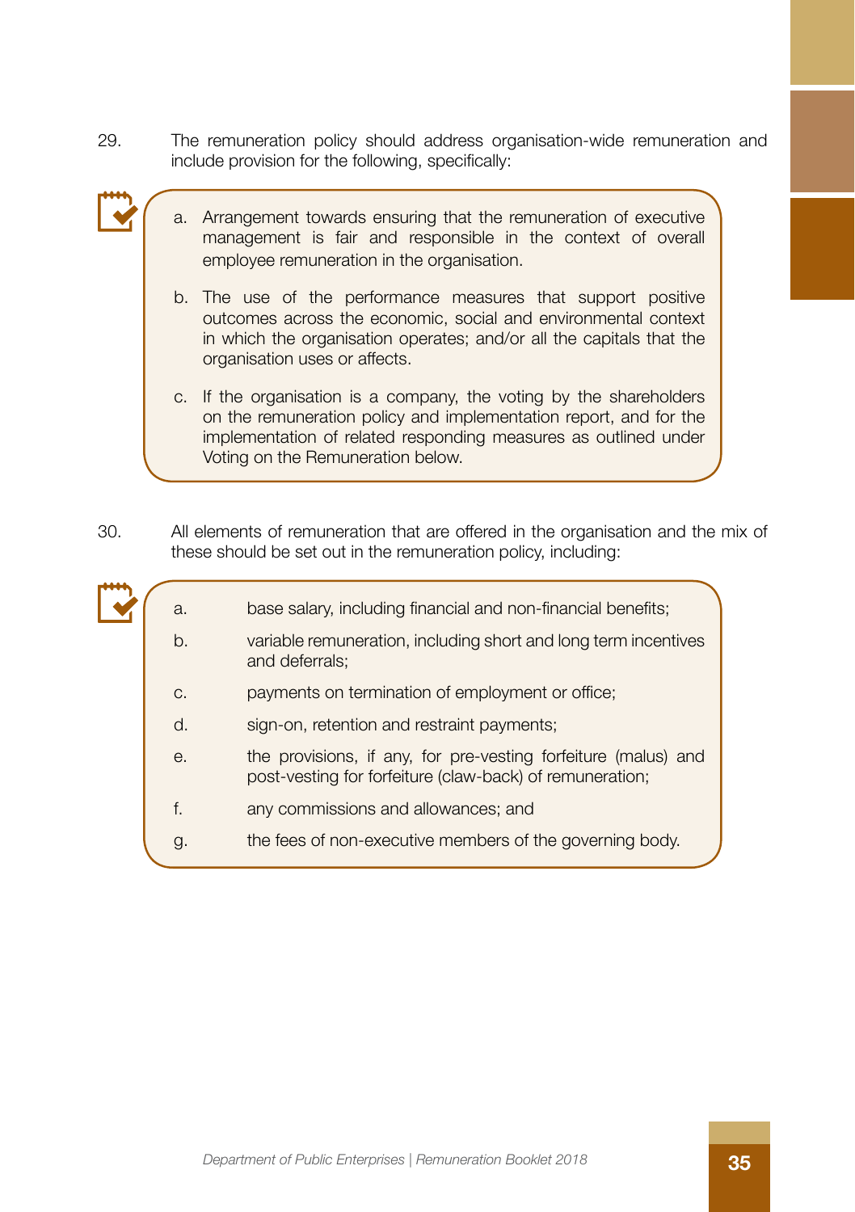29. The remuneration policy should address organisation-wide remuneration and include provision for the following, specifically:

   a. Arrangement towards ensuring that the remuneration of executive management is fair and responsible in the context of overall employee remuneration in the organisation.

   b. The use of the performance measures that support positive outcomes across the economic, social and environmental context in which the organisation operates; and/or all the capitals that the organisation uses or affects.

   c. If the organisation is a company, the voting by the shareholders on the remuneration policy and implementation report, and for the implementation of related responding measures as outlined under Voting on the Remuneration below.

30. All elements of remuneration that are offered in the organisation and the mix of these should be set out in the remuneration policy, including:

   a. base salary, including financial and non-financial benefits;

   b. variable remuneration, including short and long term incentives and deferrals;

   c. payments on termination of employment or office;

   d. sign-on, retention and restraint payments;

   e. the provisions, if any, for pre-vesting forfeiture (malus) and post-vesting for forfeiture (claw-back) of remuneration;

   f. any commissions and allowances; and

   g. the fees of non-executive members of the governing body.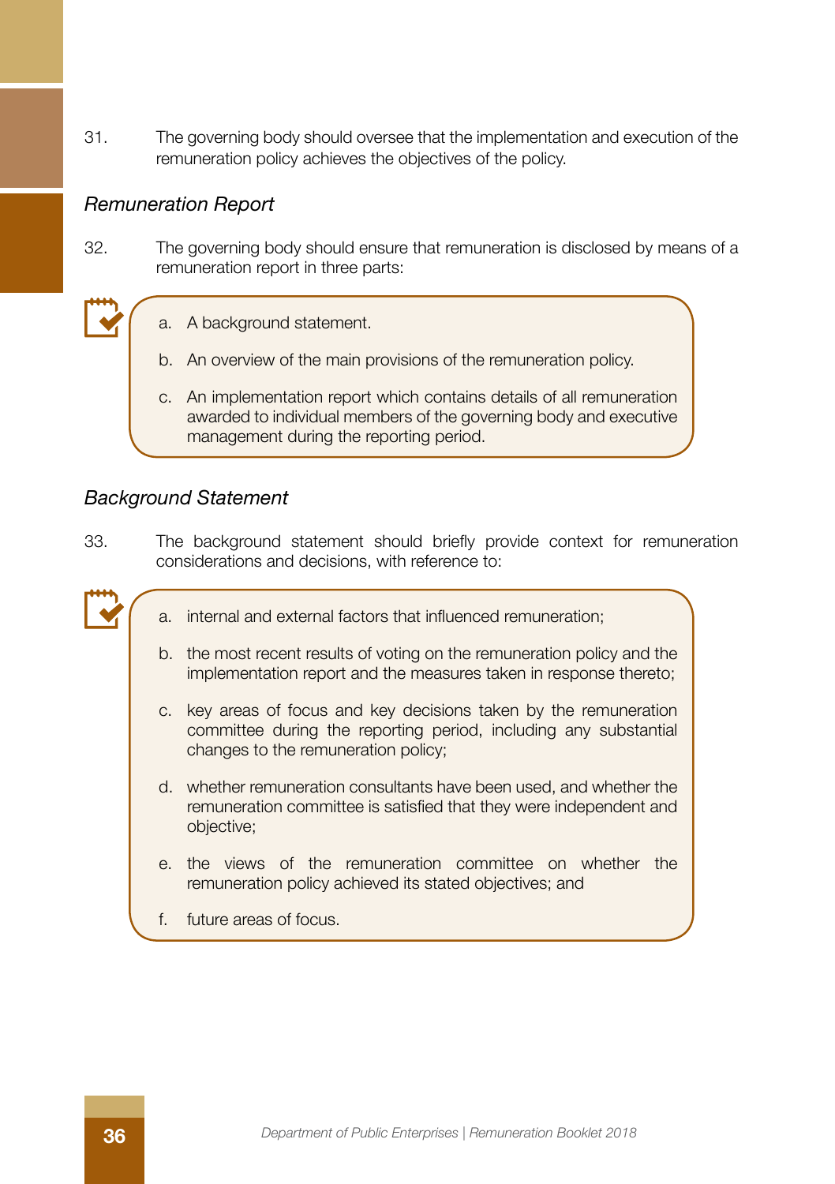31. The governing body should oversee that the implementation and execution of the remuneration policy achieves the objectives of the policy.

### *Remuneration Report*

32. The governing body should ensure that remuneration is disclosed by means of a remuneration report in three parts:

   a. A background statement.

   b. An overview of the main provisions of the remuneration policy.

   c. An implementation report which contains details of all remuneration awarded to individual members of the governing body and executive management during the reporting period.

### *Background Statement*

33. The background statement should briefly provide context for remuneration considerations and decisions, with reference to:

   a. internal and external factors that influenced remuneration;

   b. the most recent results of voting on the remuneration policy and the implementation report and the measures taken in response thereto;

   c. key areas of focus and key decisions taken by the remuneration committee during the reporting period, including any substantial changes to the remuneration policy;

   d. whether remuneration consultants have been used, and whether the remuneration committee is satisfied that they were independent and objective;

   e. the views of the remuneration committee on whether the remuneration policy achieved its stated objectives; and

   f. future areas of focus.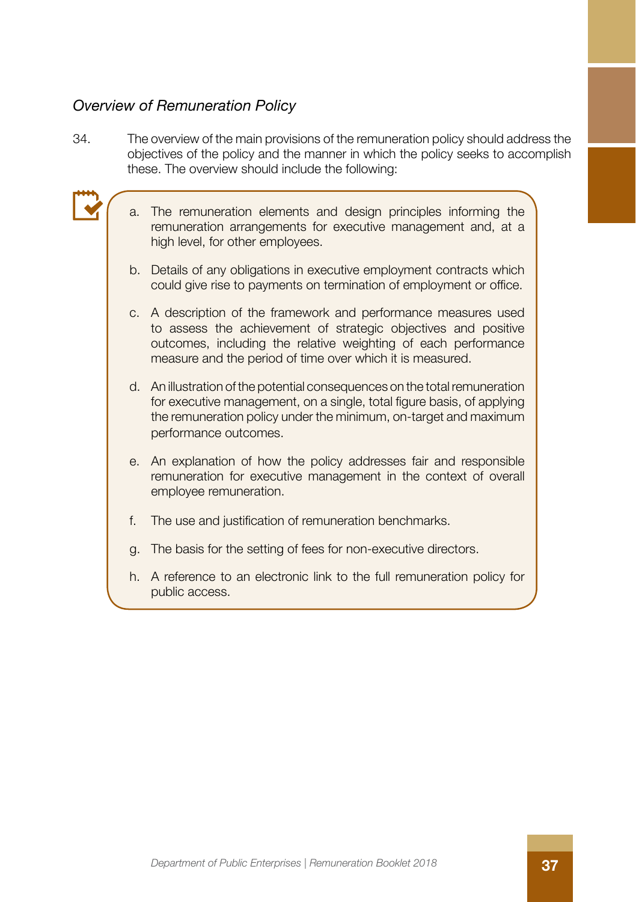*Overview of Remuneration Policy*

34. The overview of the main provisions of the remuneration policy should address the objectives of the policy and the manner in which the policy seeks to accomplish these. The overview should include the following:

  a. The remuneration elements and design principles informing the remuneration arrangements for executive management and, at a high level, for other employees.

  b. Details of any obligations in executive employment contracts which could give rise to payments on termination of employment or office.

  c. A description of the framework and performance measures used to assess the achievement of strategic objectives and positive outcomes, including the relative weighting of each performance measure and the period of time over which it is measured.

  d. An illustration of the potential consequences on the total remuneration for executive management, on a single, total figure basis, of applying the remuneration policy under the minimum, on-target and maximum performance outcomes.

  e. An explanation of how the policy addresses fair and responsible remuneration for executive management in the context of overall employee remuneration.

  f. The use and justification of remuneration benchmarks.

  g. The basis for the setting of fees for non-executive directors.

  h. A reference to an electronic link to the full remuneration policy for public access.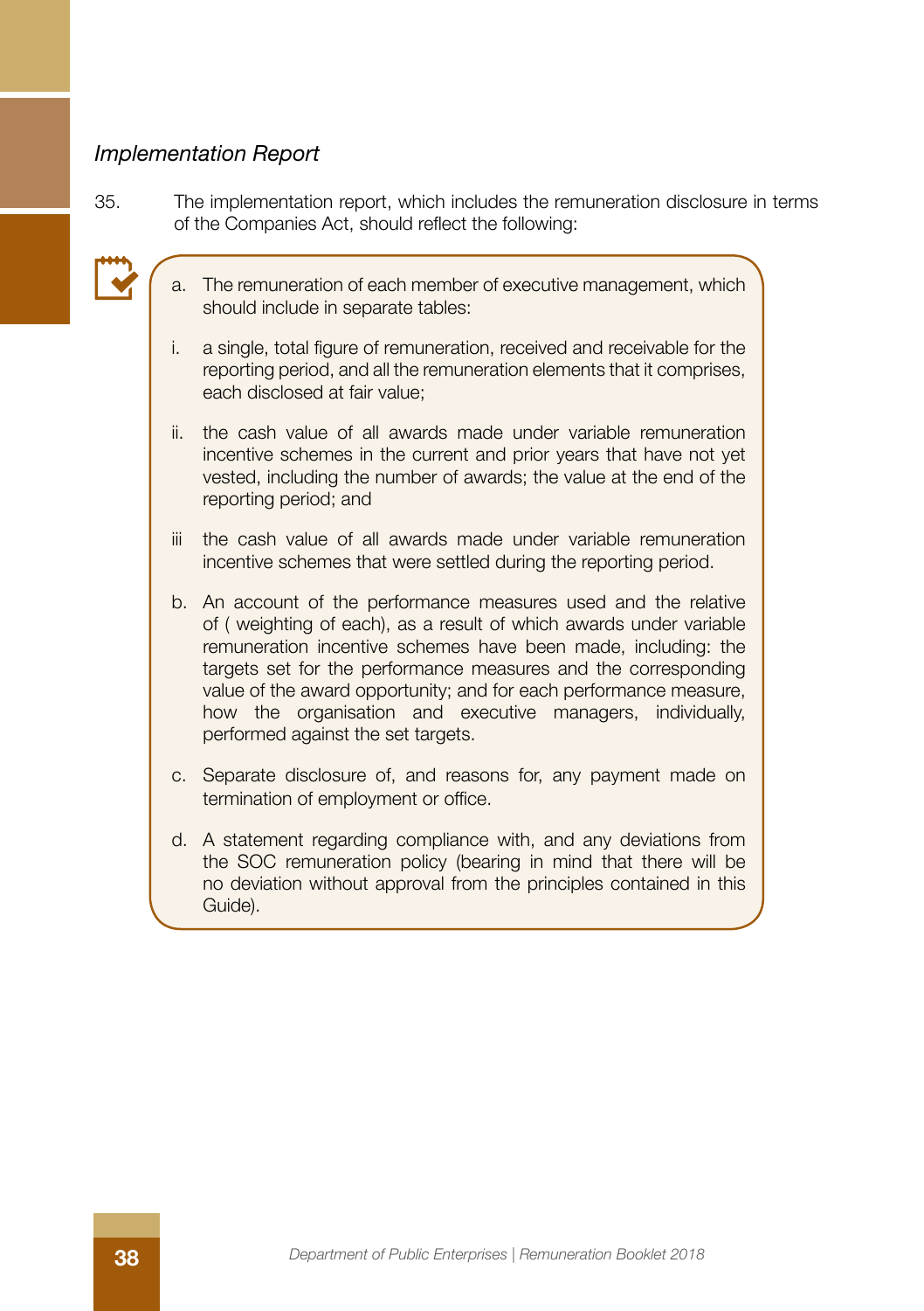*Implementation Report*

35. The implementation report, which includes the remuneration disclosure in terms of the Companies Act, should reflect the following:

a. The remuneration of each member of executive management, which should include in separate tables:

i. a single, total figure of remuneration, received and receivable for the reporting period, and all the remuneration elements that it comprises, each disclosed at fair value;

ii. the cash value of all awards made under variable remuneration incentive schemes in the current and prior years that have not yet vested, including the number of awards; the value at the end of the reporting period; and

iii the cash value of all awards made under variable remuneration incentive schemes that were settled during the reporting period.

b. An account of the performance measures used and the relative of ( weighting of each), as a result of which awards under variable remuneration incentive schemes have been made, including: the targets set for the performance measures and the corresponding value of the award opportunity; and for each performance measure, how the organisation and executive managers, individually, performed against the set targets.

c. Separate disclosure of, and reasons for, any payment made on termination of employment or office.

d. A statement regarding compliance with, and any deviations from the SOC remuneration policy (bearing in mind that there will be no deviation without approval from the principles contained in this Guide).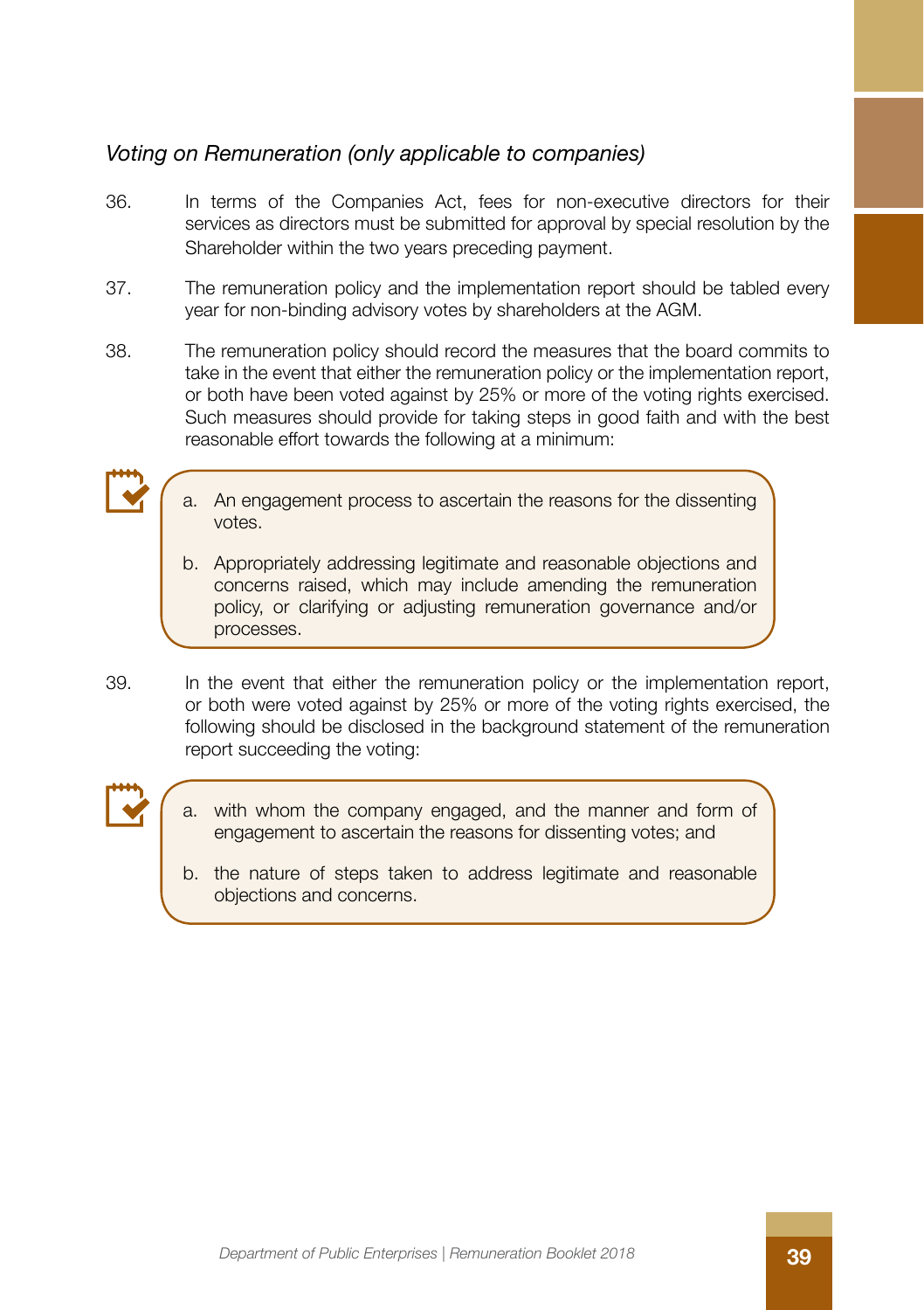*Voting on Remuneration (only applicable to companies)*

36. In terms of the Companies Act, fees for non-executive directors for their services as directors must be submitted for approval by special resolution by the Shareholder within the two years preceding payment.

37. The remuneration policy and the implementation report should be tabled every year for non-binding advisory votes by shareholders at the AGM.

38. The remuneration policy should record the measures that the board commits to take in the event that either the remuneration policy or the implementation report, or both have been voted against by 25% or more of the voting rights exercised. Such measures should provide for taking steps in good faith and with the best reasonable effort towards the following at a minimum:

   a. An engagement process to ascertain the reasons for the dissenting votes.

   b. Appropriately addressing legitimate and reasonable objections and concerns raised, which may include amending the remuneration policy, or clarifying or adjusting remuneration governance and/or processes.

39. In the event that either the remuneration policy or the implementation report, or both were voted against by 25% or more of the voting rights exercised, the following should be disclosed in the background statement of the remuneration report succeeding the voting:

   a. with whom the company engaged, and the manner and form of engagement to ascertain the reasons for dissenting votes; and

   b. the nature of steps taken to address legitimate and reasonable objections and concerns.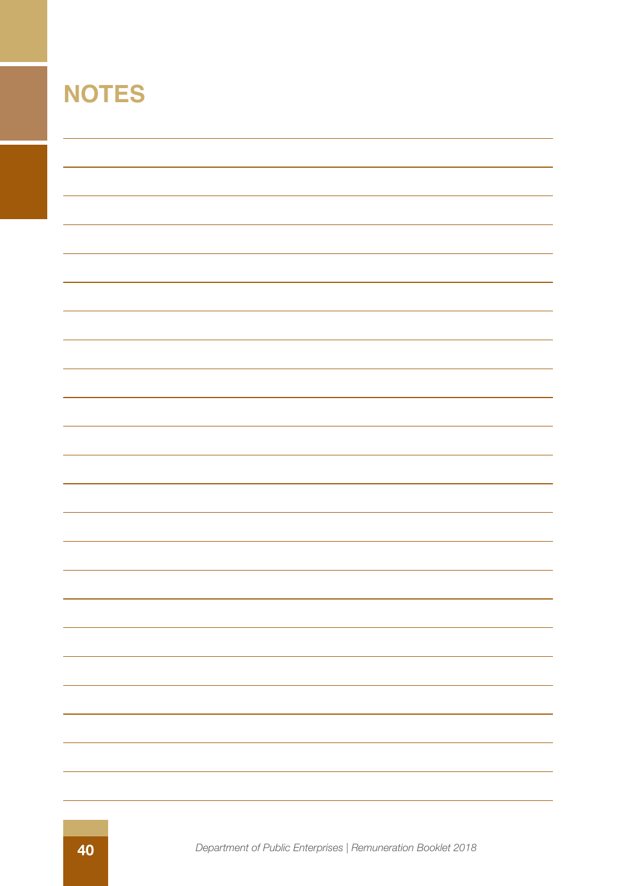# NOTES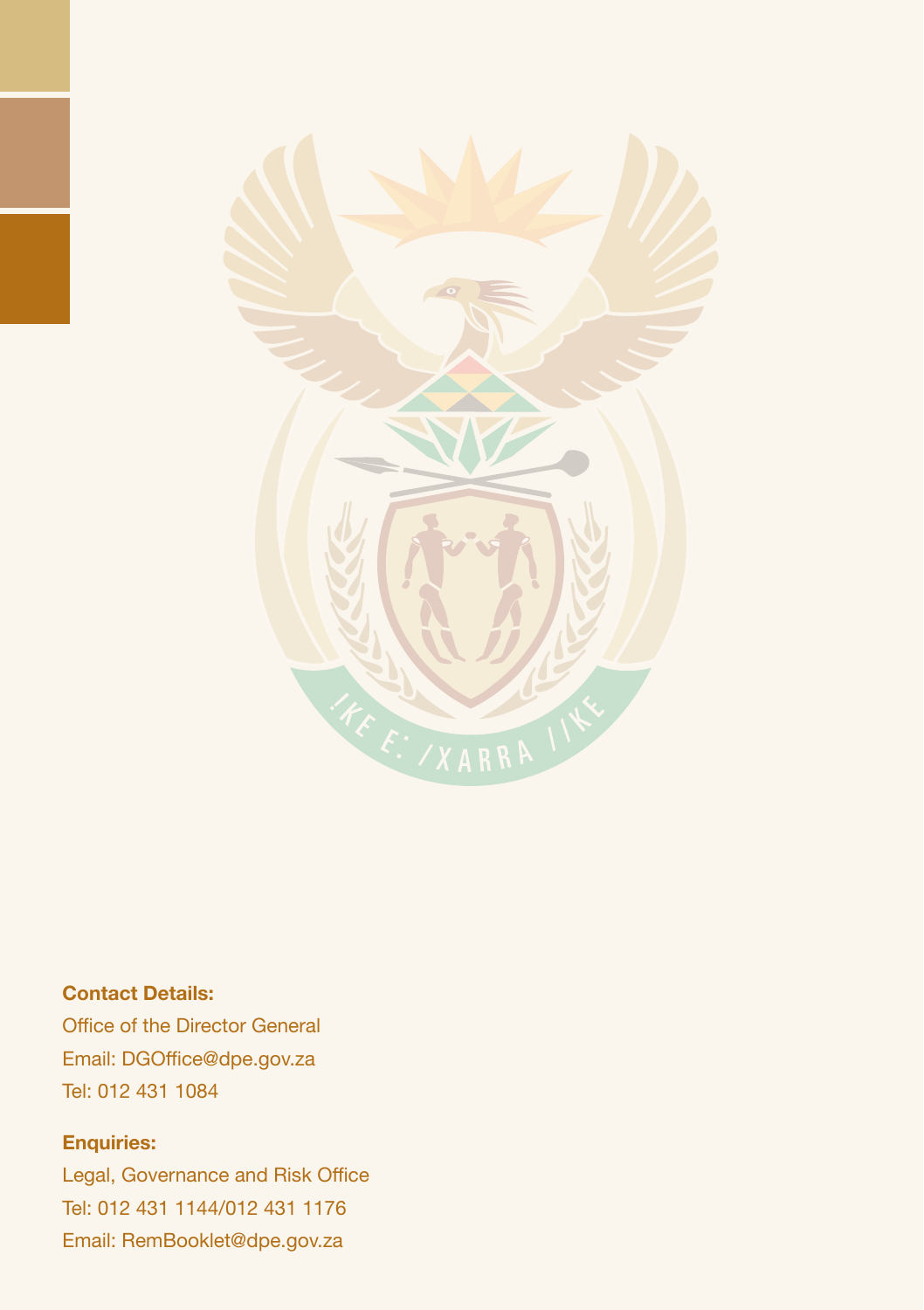**Contact Details:**

Office of the Director General
Email: DGOffice@dpe.gov.za
Tel: 012 431 1084

**Enquiries:**

Legal, Governance and Risk Office
Tel: 012 431 1144/012 431 1176
Email: RemBooklet@dpe.gov.za